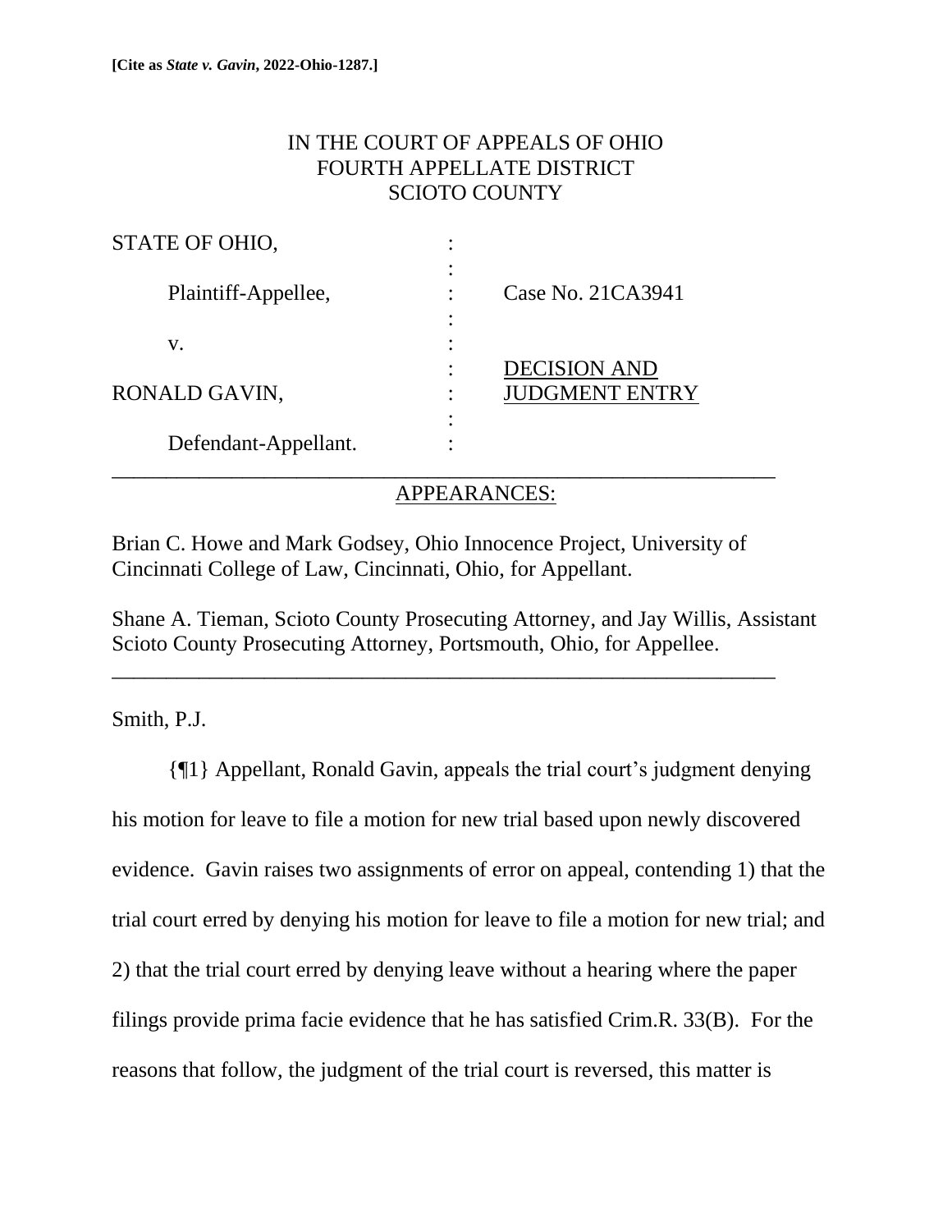**[Cite as *State v. Gavin*, 2022-Ohio-1287.]**

IN THE COURT OF APPEALS OF OHIO
FOURTH APPELLATE DISTRICT
SCIOTO COUNTY

| | | |
|---|---|---|
| STATE OF OHIO, | : | |
| Plaintiff-Appellee, | : | Case No. 21CA3941 |
| v. | : | |
| RONALD GAVIN, | : | <u>DECISION AND JUDGMENT ENTRY</u> |
| Defendant-Appellant. | : | |

<u>APPEARANCES:</u>

Brian C. Howe and Mark Godsey, Ohio Innocence Project, University of Cincinnati College of Law, Cincinnati, Ohio, for Appellant.

Shane A. Tieman, Scioto County Prosecuting Attorney, and Jay Willis, Assistant Scioto County Prosecuting Attorney, Portsmouth, Ohio, for Appellee.

---

Smith, P.J.

{¶1} Appellant, Ronald Gavin, appeals the trial court's judgment denying his motion for leave to file a motion for new trial based upon newly discovered evidence. Gavin raises two assignments of error on appeal, contending 1) that the trial court erred by denying his motion for leave to file a motion for new trial; and 2) that the trial court erred by denying leave without a hearing where the paper filings provide prima facie evidence that he has satisfied Crim.R. 33(B). For the reasons that follow, the judgment of the trial court is reversed, this matter is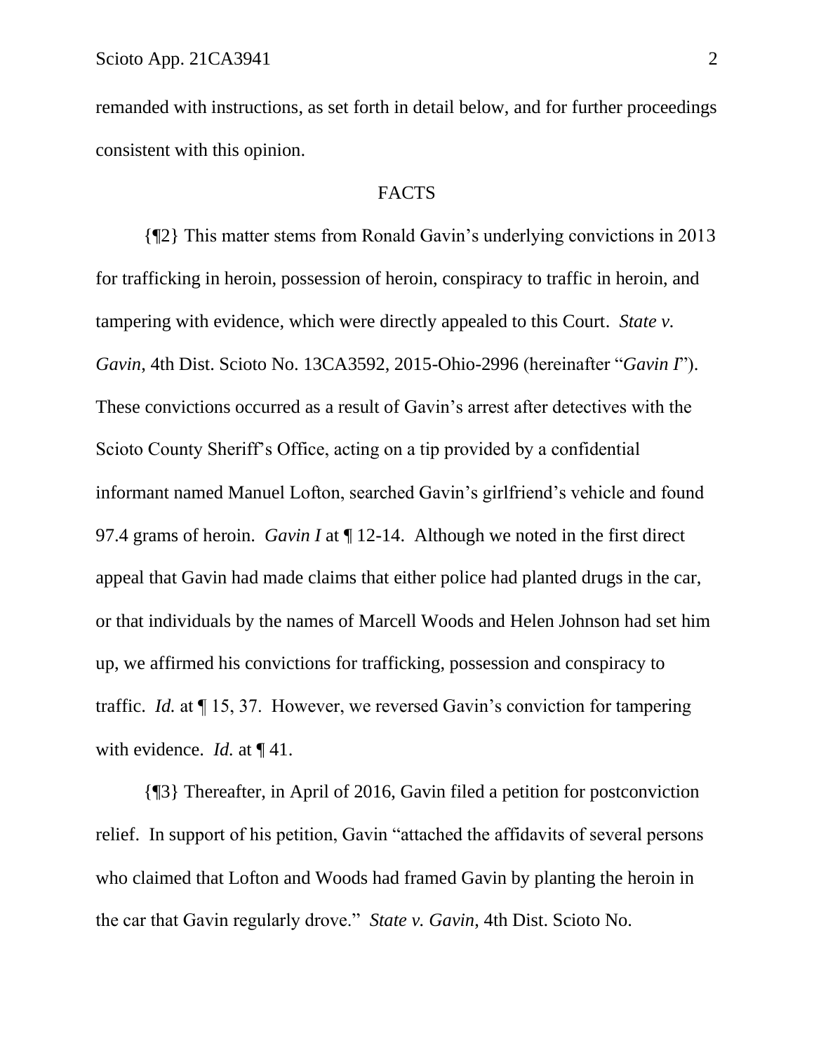remanded with instructions, as set forth in detail below, and for further proceedings consistent with this opinion.

## FACTS

{¶2} This matter stems from Ronald Gavin's underlying convictions in 2013 for trafficking in heroin, possession of heroin, conspiracy to traffic in heroin, and tampering with evidence, which were directly appealed to this Court. *State v. Gavin*, 4th Dist. Scioto No. 13CA3592, 2015-Ohio-2996 (hereinafter "*Gavin I*"). These convictions occurred as a result of Gavin's arrest after detectives with the Scioto County Sheriff's Office, acting on a tip provided by a confidential informant named Manuel Lofton, searched Gavin's girlfriend's vehicle and found 97.4 grams of heroin. *Gavin I* at ¶ 12-14. Although we noted in the first direct appeal that Gavin had made claims that either police had planted drugs in the car, or that individuals by the names of Marcell Woods and Helen Johnson had set him up, we affirmed his convictions for trafficking, possession and conspiracy to traffic. *Id.* at ¶ 15, 37. However, we reversed Gavin's conviction for tampering with evidence. *Id.* at ¶ 41.

{¶3} Thereafter, in April of 2016, Gavin filed a petition for postconviction relief. In support of his petition, Gavin "attached the affidavits of several persons who claimed that Lofton and Woods had framed Gavin by planting the heroin in the car that Gavin regularly drove." *State v. Gavin*, 4th Dist. Scioto No.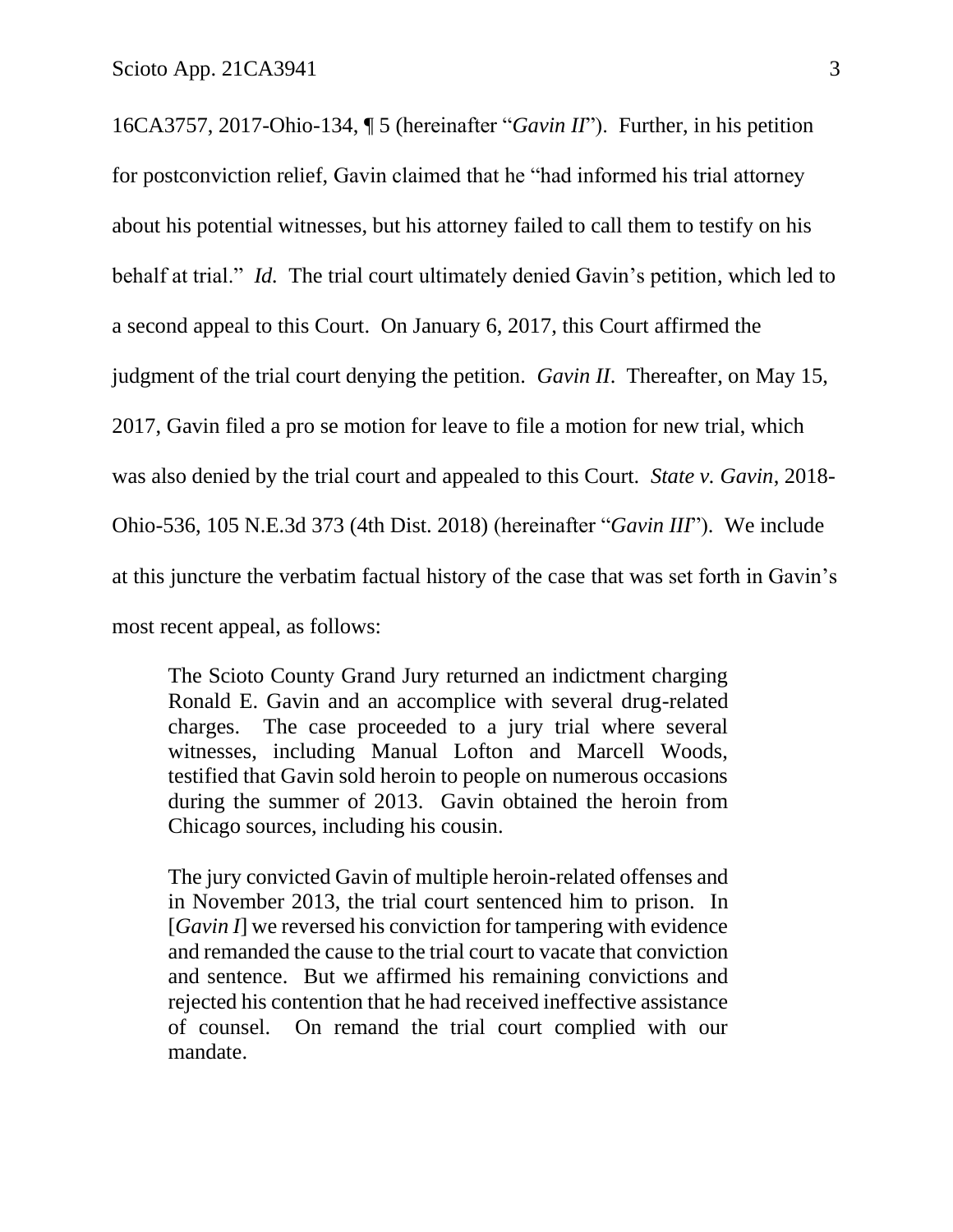16CA3757, 2017-Ohio-134, ¶ 5 (hereinafter "*Gavin II*"). Further, in his petition for postconviction relief, Gavin claimed that he "had informed his trial attorney about his potential witnesses, but his attorney failed to call them to testify on his behalf at trial." *Id.* The trial court ultimately denied Gavin's petition, which led to a second appeal to this Court. On January 6, 2017, this Court affirmed the judgment of the trial court denying the petition. *Gavin II*. Thereafter, on May 15, 2017, Gavin filed a pro se motion for leave to file a motion for new trial, which was also denied by the trial court and appealed to this Court. *State v. Gavin*, 2018-Ohio-536, 105 N.E.3d 373 (4th Dist. 2018) (hereinafter "*Gavin III*"). We include at this juncture the verbatim factual history of the case that was set forth in Gavin's most recent appeal, as follows:

> The Scioto County Grand Jury returned an indictment charging Ronald E. Gavin and an accomplice with several drug-related charges. The case proceeded to a jury trial where several witnesses, including Manual Lofton and Marcell Woods, testified that Gavin sold heroin to people on numerous occasions during the summer of 2013. Gavin obtained the heroin from Chicago sources, including his cousin.
>
> The jury convicted Gavin of multiple heroin-related offenses and in November 2013, the trial court sentenced him to prison. In [*Gavin I*] we reversed his conviction for tampering with evidence and remanded the cause to the trial court to vacate that conviction and sentence. But we affirmed his remaining convictions and rejected his contention that he had received ineffective assistance of counsel. On remand the trial court complied with our mandate.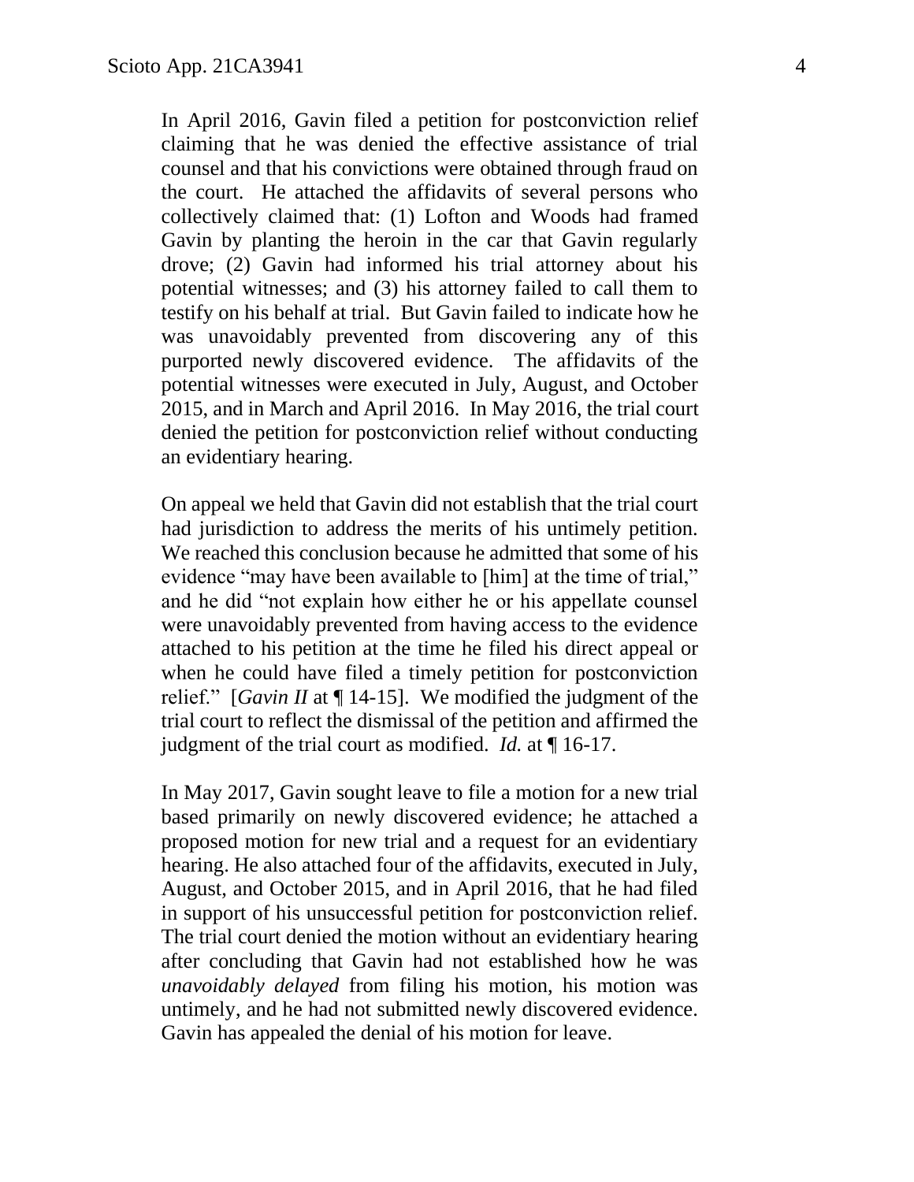In April 2016, Gavin filed a petition for postconviction relief claiming that he was denied the effective assistance of trial counsel and that his convictions were obtained through fraud on the court. He attached the affidavits of several persons who collectively claimed that: (1) Lofton and Woods had framed Gavin by planting the heroin in the car that Gavin regularly drove; (2) Gavin had informed his trial attorney about his potential witnesses; and (3) his attorney failed to call them to testify on his behalf at trial. But Gavin failed to indicate how he was unavoidably prevented from discovering any of this purported newly discovered evidence. The affidavits of the potential witnesses were executed in July, August, and October 2015, and in March and April 2016. In May 2016, the trial court denied the petition for postconviction relief without conducting an evidentiary hearing.

On appeal we held that Gavin did not establish that the trial court had jurisdiction to address the merits of his untimely petition. We reached this conclusion because he admitted that some of his evidence "may have been available to [him] at the time of trial," and he did "not explain how either he or his appellate counsel were unavoidably prevented from having access to the evidence attached to his petition at the time he filed his direct appeal or when he could have filed a timely petition for postconviction relief." [*Gavin II* at ¶ 14-15]. We modified the judgment of the trial court to reflect the dismissal of the petition and affirmed the judgment of the trial court as modified. *Id.* at ¶ 16-17.

In May 2017, Gavin sought leave to file a motion for a new trial based primarily on newly discovered evidence; he attached a proposed motion for new trial and a request for an evidentiary hearing. He also attached four of the affidavits, executed in July, August, and October 2015, and in April 2016, that he had filed in support of his unsuccessful petition for postconviction relief. The trial court denied the motion without an evidentiary hearing after concluding that Gavin had not established how he was *unavoidably delayed* from filing his motion, his motion was untimely, and he had not submitted newly discovered evidence. Gavin has appealed the denial of his motion for leave.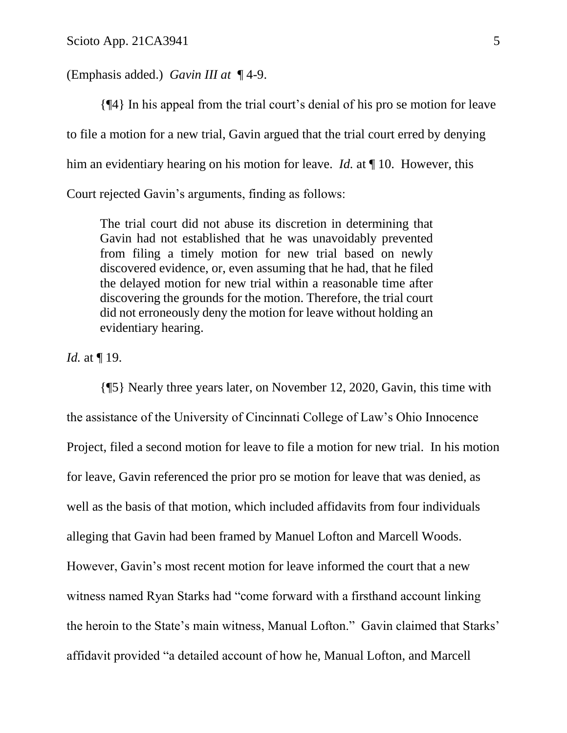(Emphasis added.) *Gavin III at* ¶ 4-9.

{¶4} In his appeal from the trial court's denial of his pro se motion for leave to file a motion for a new trial, Gavin argued that the trial court erred by denying him an evidentiary hearing on his motion for leave. *Id.* at ¶ 10. However, this Court rejected Gavin's arguments, finding as follows:

> The trial court did not abuse its discretion in determining that Gavin had not established that he was unavoidably prevented from filing a timely motion for new trial based on newly discovered evidence, or, even assuming that he had, that he filed the delayed motion for new trial within a reasonable time after discovering the grounds for the motion. Therefore, the trial court did not erroneously deny the motion for leave without holding an evidentiary hearing.

*Id.* at ¶ 19.

{¶5} Nearly three years later, on November 12, 2020, Gavin, this time with the assistance of the University of Cincinnati College of Law's Ohio Innocence Project, filed a second motion for leave to file a motion for new trial. In his motion for leave, Gavin referenced the prior pro se motion for leave that was denied, as well as the basis of that motion, which included affidavits from four individuals alleging that Gavin had been framed by Manuel Lofton and Marcell Woods. However, Gavin's most recent motion for leave informed the court that a new witness named Ryan Starks had "come forward with a firsthand account linking the heroin to the State's main witness, Manual Lofton." Gavin claimed that Starks' affidavit provided "a detailed account of how he, Manual Lofton, and Marcell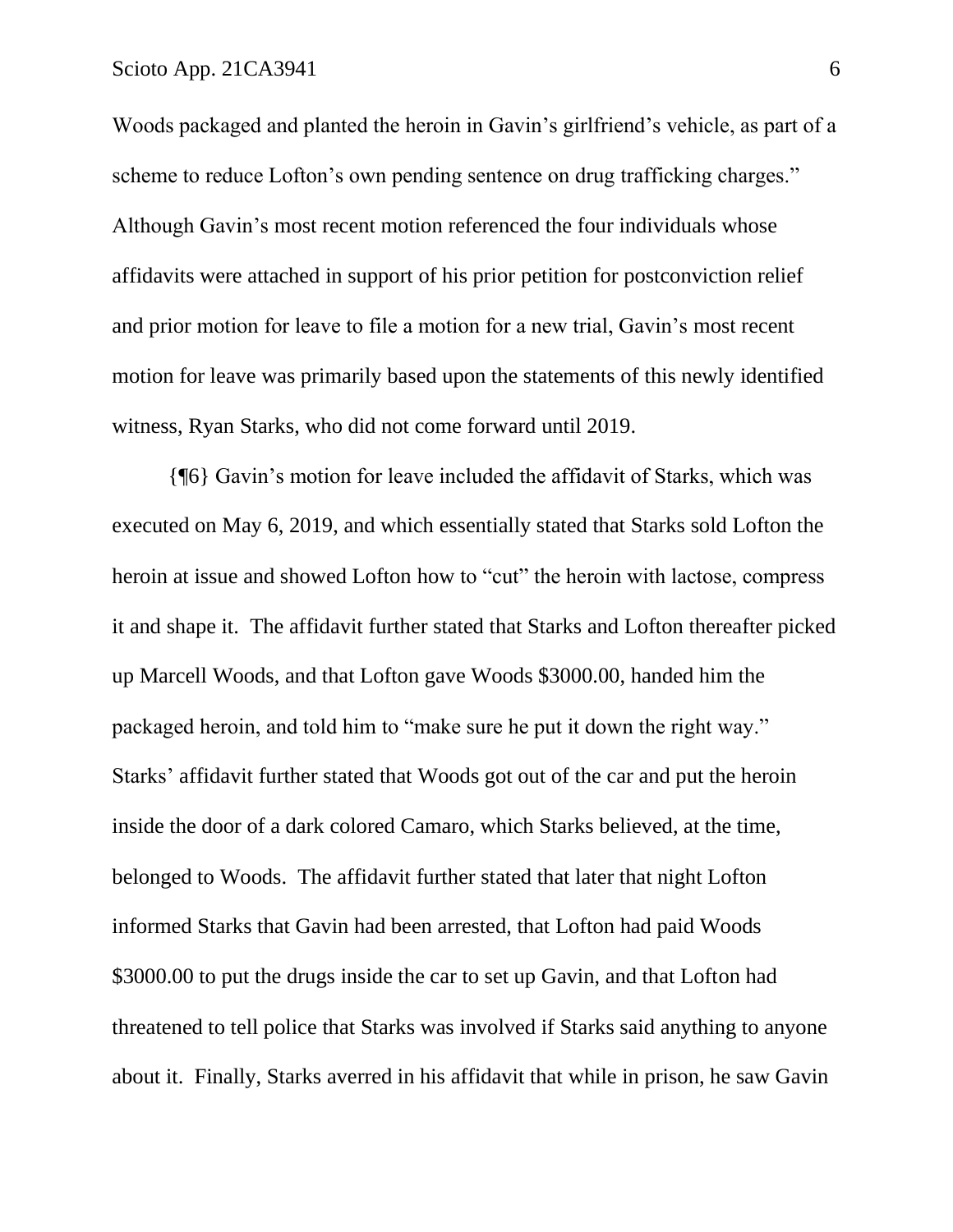Woods packaged and planted the heroin in Gavin's girlfriend's vehicle, as part of a scheme to reduce Lofton's own pending sentence on drug trafficking charges." Although Gavin's most recent motion referenced the four individuals whose affidavits were attached in support of his prior petition for postconviction relief and prior motion for leave to file a motion for a new trial, Gavin's most recent motion for leave was primarily based upon the statements of this newly identified witness, Ryan Starks, who did not come forward until 2019.

{¶6} Gavin's motion for leave included the affidavit of Starks, which was executed on May 6, 2019, and which essentially stated that Starks sold Lofton the heroin at issue and showed Lofton how to "cut" the heroin with lactose, compress it and shape it. The affidavit further stated that Starks and Lofton thereafter picked up Marcell Woods, and that Lofton gave Woods $3000.00, handed him the packaged heroin, and told him to "make sure he put it down the right way." Starks' affidavit further stated that Woods got out of the car and put the heroin inside the door of a dark colored Camaro, which Starks believed, at the time, belonged to Woods. The affidavit further stated that later that night Lofton informed Starks that Gavin had been arrested, that Lofton had paid Woods $3000.00 to put the drugs inside the car to set up Gavin, and that Lofton had threatened to tell police that Starks was involved if Starks said anything to anyone about it. Finally, Starks averred in his affidavit that while in prison, he saw Gavin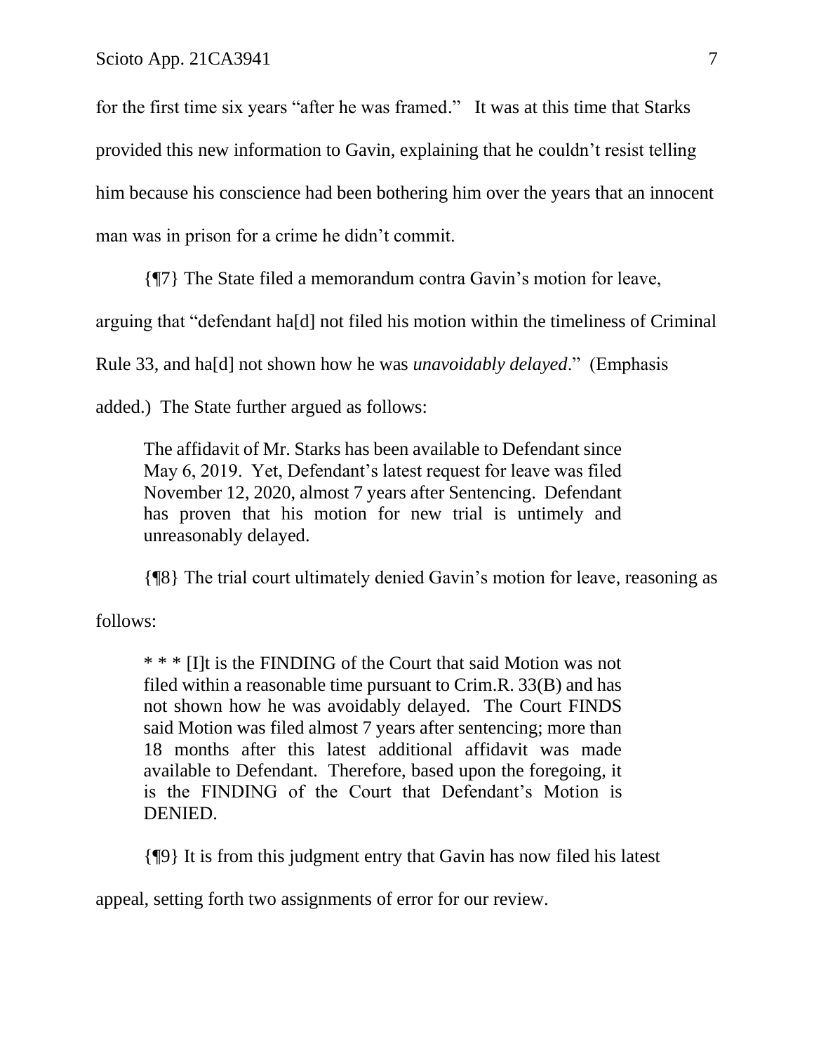for the first time six years "after he was framed." It was at this time that Starks provided this new information to Gavin, explaining that he couldn't resist telling him because his conscience had been bothering him over the years that an innocent man was in prison for a crime he didn't commit.

{¶7} The State filed a memorandum contra Gavin's motion for leave, arguing that "defendant ha[d] not filed his motion within the timeliness of Criminal Rule 33, and ha[d] not shown how he was *unavoidably delayed*." (Emphasis added.) The State further argued as follows:

> The affidavit of Mr. Starks has been available to Defendant since May 6, 2019. Yet, Defendant's latest request for leave was filed November 12, 2020, almost 7 years after Sentencing. Defendant has proven that his motion for new trial is untimely and unreasonably delayed.

{¶8} The trial court ultimately denied Gavin's motion for leave, reasoning as follows:

> * * * [I]t is the FINDING of the Court that said Motion was not filed within a reasonable time pursuant to Crim.R. 33(B) and has not shown how he was avoidably delayed. The Court FINDS said Motion was filed almost 7 years after sentencing; more than 18 months after this latest additional affidavit was made available to Defendant. Therefore, based upon the foregoing, it is the FINDING of the Court that Defendant's Motion is DENIED.

{¶9} It is from this judgment entry that Gavin has now filed his latest appeal, setting forth two assignments of error for our review.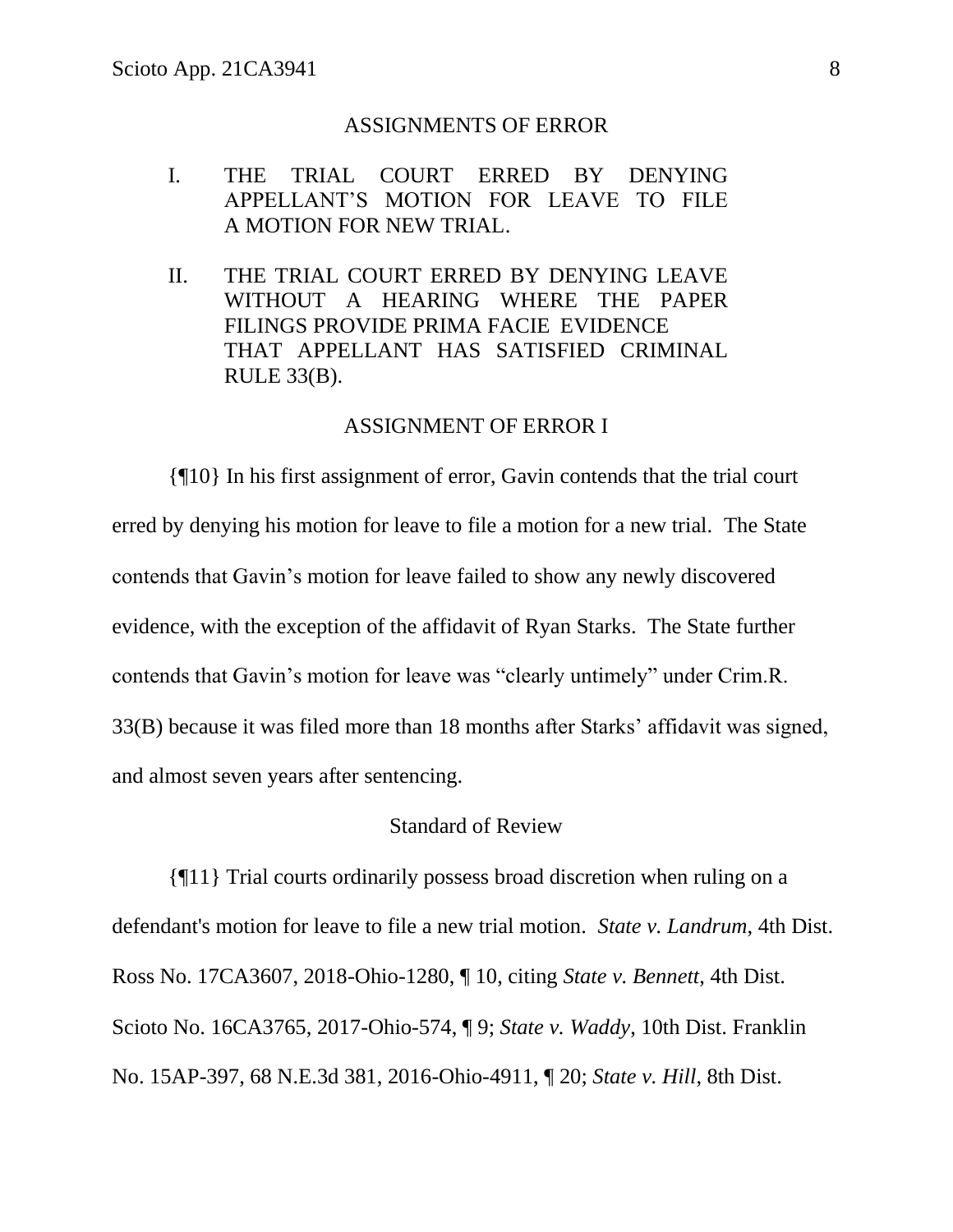## ASSIGNMENTS OF ERROR

I. THE TRIAL COURT ERRED BY DENYING APPELLANT'S MOTION FOR LEAVE TO FILE A MOTION FOR NEW TRIAL.

II. THE TRIAL COURT ERRED BY DENYING LEAVE WITHOUT A HEARING WHERE THE PAPER FILINGS PROVIDE PRIMA FACIE EVIDENCE THAT APPELLANT HAS SATISFIED CRIMINAL RULE 33(B).

## ASSIGNMENT OF ERROR I

{¶10} In his first assignment of error, Gavin contends that the trial court erred by denying his motion for leave to file a motion for a new trial. The State contends that Gavin's motion for leave failed to show any newly discovered evidence, with the exception of the affidavit of Ryan Starks. The State further contends that Gavin's motion for leave was "clearly untimely" under Crim.R. 33(B) because it was filed more than 18 months after Starks' affidavit was signed, and almost seven years after sentencing.

### Standard of Review

{¶11} Trial courts ordinarily possess broad discretion when ruling on a defendant's motion for leave to file a new trial motion. *State v. Landrum*, 4th Dist. Ross No. 17CA3607, 2018-Ohio-1280, ¶ 10, citing *State v. Bennett*, 4th Dist. Scioto No. 16CA3765, 2017-Ohio-574, ¶ 9; *State v. Waddy*, 10th Dist. Franklin No. 15AP-397, 68 N.E.3d 381, 2016-Ohio-4911, ¶ 20; *State v. Hill*, 8th Dist.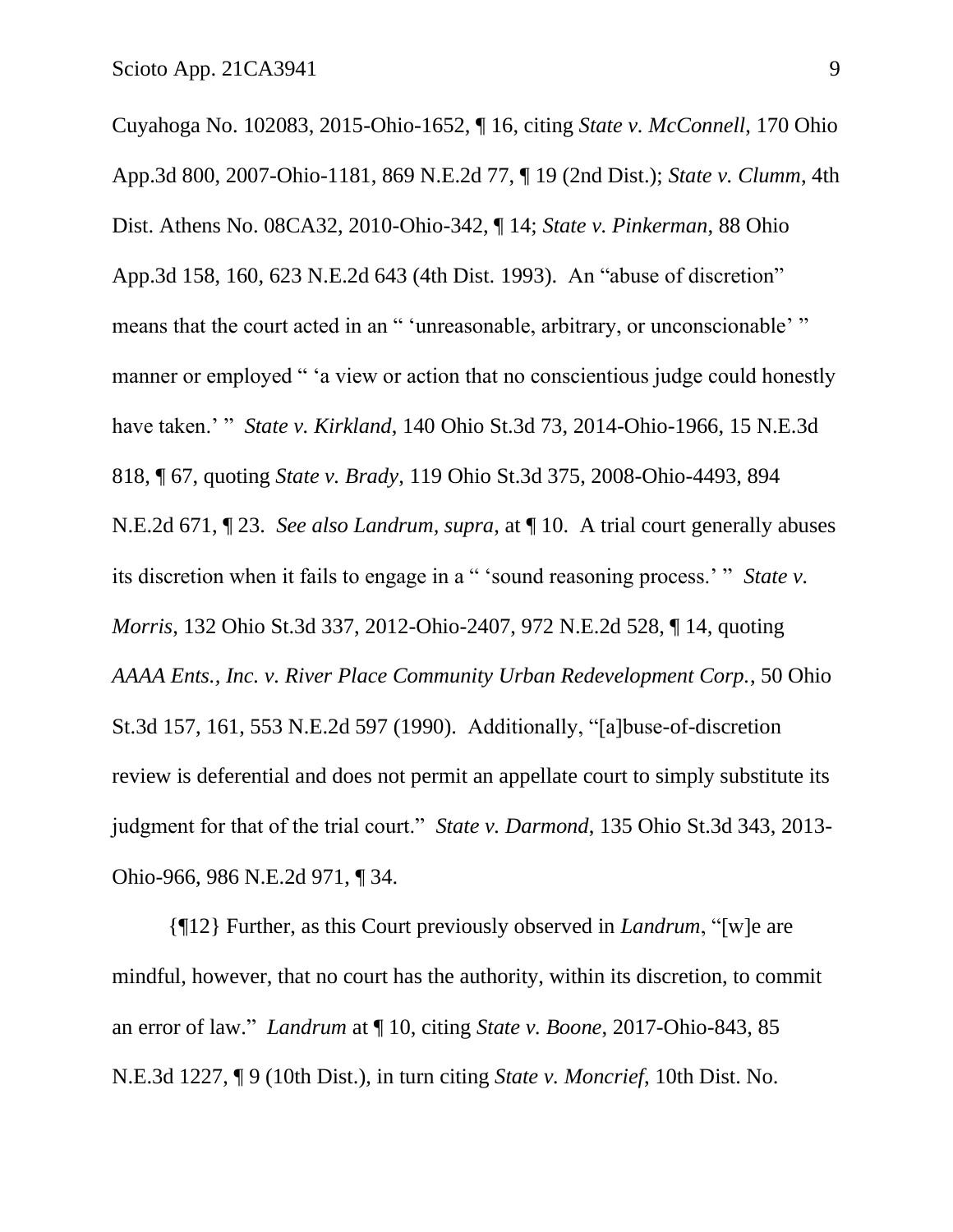Cuyahoga No. 102083, 2015-Ohio-1652, ¶ 16, citing *State v. McConnell*, 170 Ohio App.3d 800, 2007-Ohio-1181, 869 N.E.2d 77, ¶ 19 (2nd Dist.); *State v. Clumm*, 4th Dist. Athens No. 08CA32, 2010-Ohio-342, ¶ 14; *State v. Pinkerman*, 88 Ohio App.3d 158, 160, 623 N.E.2d 643 (4th Dist. 1993). An "abuse of discretion" means that the court acted in an " 'unreasonable, arbitrary, or unconscionable' " manner or employed " 'a view or action that no conscientious judge could honestly have taken.' " *State v. Kirkland*, 140 Ohio St.3d 73, 2014-Ohio-1966, 15 N.E.3d 818, ¶ 67, quoting *State v. Brady*, 119 Ohio St.3d 375, 2008-Ohio-4493, 894 N.E.2d 671, ¶ 23. *See also Landrum, supra*, at ¶ 10. A trial court generally abuses its discretion when it fails to engage in a " 'sound reasoning process.' " *State v. Morris*, 132 Ohio St.3d 337, 2012-Ohio-2407, 972 N.E.2d 528, ¶ 14, quoting *AAAA Ents., Inc. v. River Place Community Urban Redevelopment Corp.*, 50 Ohio St.3d 157, 161, 553 N.E.2d 597 (1990). Additionally, "[a]buse-of-discretion review is deferential and does not permit an appellate court to simply substitute its judgment for that of the trial court." *State v. Darmond*, 135 Ohio St.3d 343, 2013-Ohio-966, 986 N.E.2d 971, ¶ 34.

{¶12} Further, as this Court previously observed in *Landrum*, "[w]e are mindful, however, that no court has the authority, within its discretion, to commit an error of law." *Landrum* at ¶ 10, citing *State v. Boone*, 2017-Ohio-843, 85 N.E.3d 1227, ¶ 9 (10th Dist.), in turn citing *State v. Moncrief*, 10th Dist. No.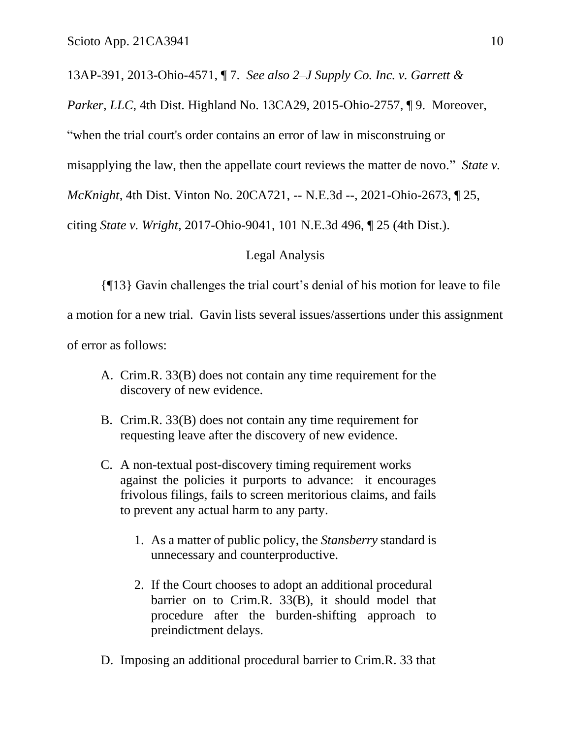13AP-391, 2013-Ohio-4571, ¶ 7. *See also 2–J Supply Co. Inc. v. Garrett & Parker, LLC*, 4th Dist. Highland No. 13CA29, 2015-Ohio-2757, ¶ 9. Moreover, "when the trial court's order contains an error of law in misconstruing or misapplying the law, then the appellate court reviews the matter de novo." *State v. McKnight*, 4th Dist. Vinton No. 20CA721, -- N.E.3d --, 2021-Ohio-2673, ¶ 25, citing *State v. Wright*, 2017-Ohio-9041, 101 N.E.3d 496, ¶ 25 (4th Dist.).

## Legal Analysis

{¶13} Gavin challenges the trial court's denial of his motion for leave to file a motion for a new trial. Gavin lists several issues/assertions under this assignment of error as follows:

> A. Crim.R. 33(B) does not contain any time requirement for the discovery of new evidence.
>
> B. Crim.R. 33(B) does not contain any time requirement for requesting leave after the discovery of new evidence.
>
> C. A non-textual post-discovery timing requirement works against the policies it purports to advance: it encourages frivolous filings, fails to screen meritorious claims, and fails to prevent any actual harm to any party.
>
> 1. As a matter of public policy, the *Stansberry* standard is unnecessary and counterproductive.
>
> 2. If the Court chooses to adopt an additional procedural barrier on to Crim.R. 33(B), it should model that procedure after the burden-shifting approach to preindictment delays.
>
> D. Imposing an additional procedural barrier to Crim.R. 33 that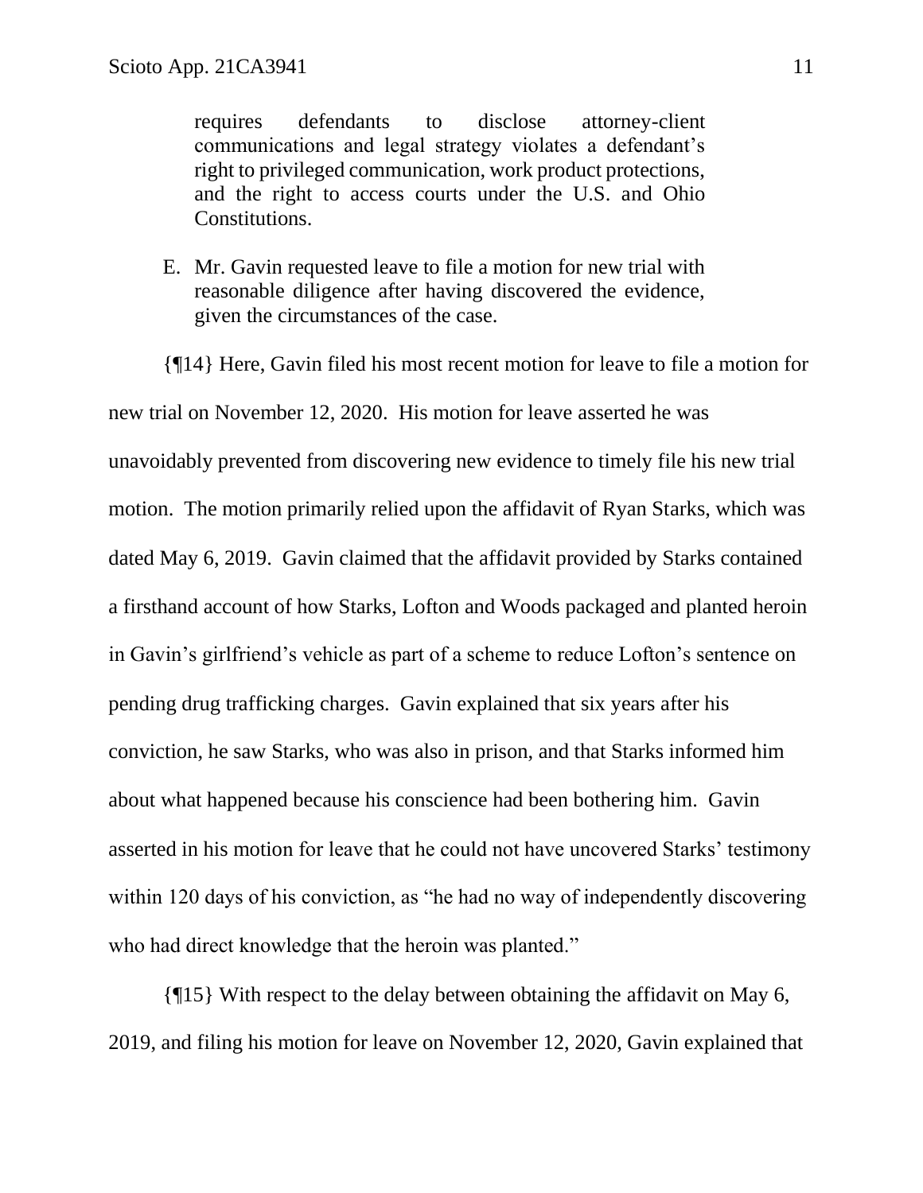requires defendants to disclose attorney-client communications and legal strategy violates a defendant's right to privileged communication, work product protections, and the right to access courts under the U.S. and Ohio Constitutions.

E. Mr. Gavin requested leave to file a motion for new trial with reasonable diligence after having discovered the evidence, given the circumstances of the case.

{¶14} Here, Gavin filed his most recent motion for leave to file a motion for new trial on November 12, 2020. His motion for leave asserted he was unavoidably prevented from discovering new evidence to timely file his new trial motion. The motion primarily relied upon the affidavit of Ryan Starks, which was dated May 6, 2019. Gavin claimed that the affidavit provided by Starks contained a firsthand account of how Starks, Lofton and Woods packaged and planted heroin in Gavin's girlfriend's vehicle as part of a scheme to reduce Lofton's sentence on pending drug trafficking charges. Gavin explained that six years after his conviction, he saw Starks, who was also in prison, and that Starks informed him about what happened because his conscience had been bothering him. Gavin asserted in his motion for leave that he could not have uncovered Starks' testimony within 120 days of his conviction, as "he had no way of independently discovering who had direct knowledge that the heroin was planted."

{¶15} With respect to the delay between obtaining the affidavit on May 6, 2019, and filing his motion for leave on November 12, 2020, Gavin explained that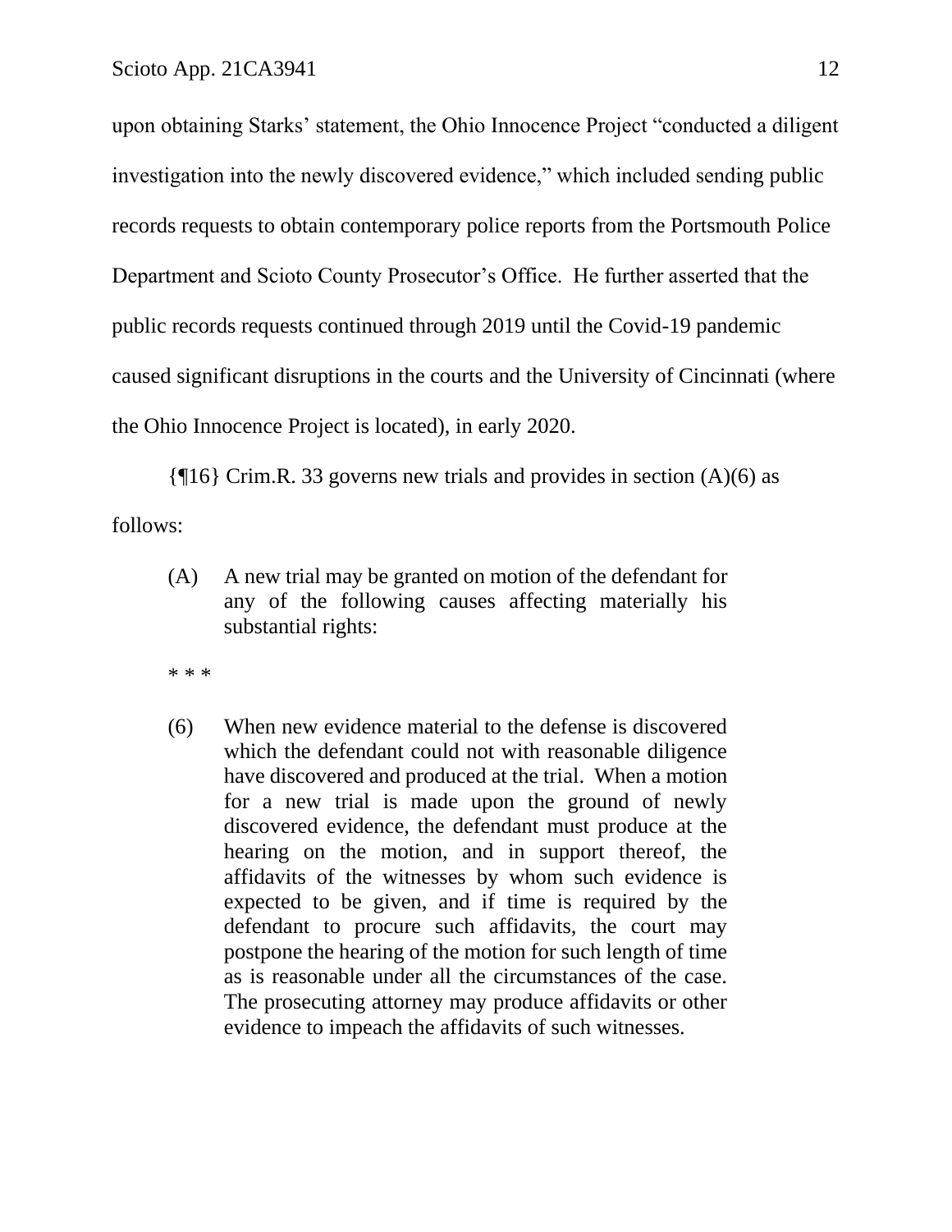upon obtaining Starks' statement, the Ohio Innocence Project "conducted a diligent investigation into the newly discovered evidence," which included sending public records requests to obtain contemporary police reports from the Portsmouth Police Department and Scioto County Prosecutor's Office. He further asserted that the public records requests continued through 2019 until the Covid-19 pandemic caused significant disruptions in the courts and the University of Cincinnati (where the Ohio Innocence Project is located), in early 2020.

{¶16} Crim.R. 33 governs new trials and provides in section (A)(6) as follows:

> (A) A new trial may be granted on motion of the defendant for any of the following causes affecting materially his substantial rights:
>
> * * *
>
> (6) When new evidence material to the defense is discovered which the defendant could not with reasonable diligence have discovered and produced at the trial. When a motion for a new trial is made upon the ground of newly discovered evidence, the defendant must produce at the hearing on the motion, and in support thereof, the affidavits of the witnesses by whom such evidence is expected to be given, and if time is required by the defendant to procure such affidavits, the court may postpone the hearing of the motion for such length of time as is reasonable under all the circumstances of the case. The prosecuting attorney may produce affidavits or other evidence to impeach the affidavits of such witnesses.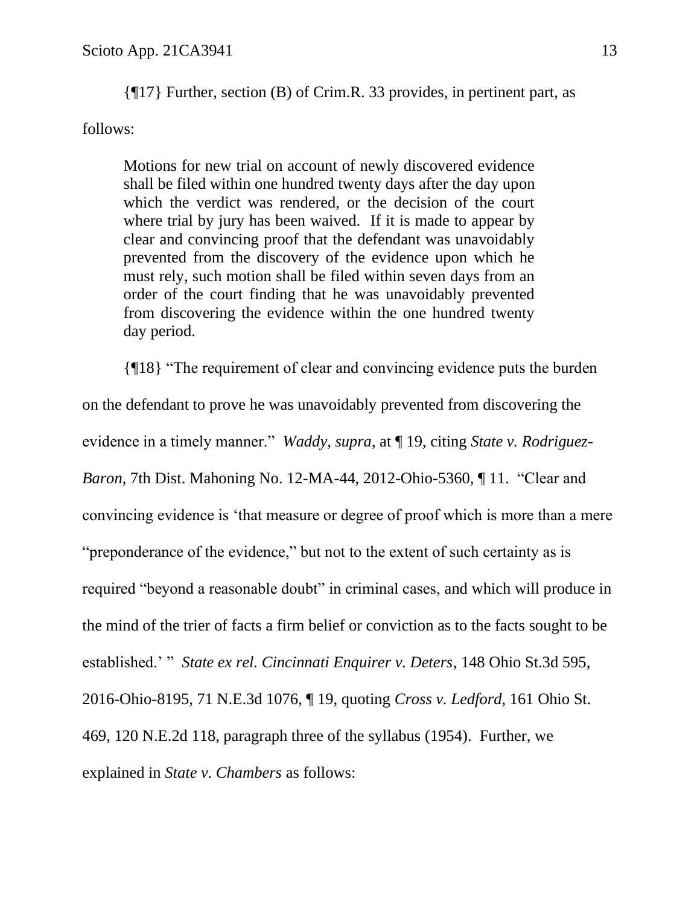{¶17} Further, section (B) of Crim.R. 33 provides, in pertinent part, as follows:

> Motions for new trial on account of newly discovered evidence shall be filed within one hundred twenty days after the day upon which the verdict was rendered, or the decision of the court where trial by jury has been waived. If it is made to appear by clear and convincing proof that the defendant was unavoidably prevented from the discovery of the evidence upon which he must rely, such motion shall be filed within seven days from an order of the court finding that he was unavoidably prevented from discovering the evidence within the one hundred twenty day period.

{¶18} "The requirement of clear and convincing evidence puts the burden on the defendant to prove he was unavoidably prevented from discovering the evidence in a timely manner." *Waddy*, *supra*, at ¶ 19, citing *State v. Rodriguez-Baron*, 7th Dist. Mahoning No. 12-MA-44, 2012-Ohio-5360, ¶ 11. "Clear and convincing evidence is 'that measure or degree of proof which is more than a mere "preponderance of the evidence," but not to the extent of such certainty as is required "beyond a reasonable doubt" in criminal cases, and which will produce in the mind of the trier of facts a firm belief or conviction as to the facts sought to be established.' " *State ex rel. Cincinnati Enquirer v. Deters*, 148 Ohio St.3d 595, 2016-Ohio-8195, 71 N.E.3d 1076, ¶ 19, quoting *Cross v. Ledford*, 161 Ohio St. 469, 120 N.E.2d 118, paragraph three of the syllabus (1954). Further, we explained in *State v. Chambers* as follows: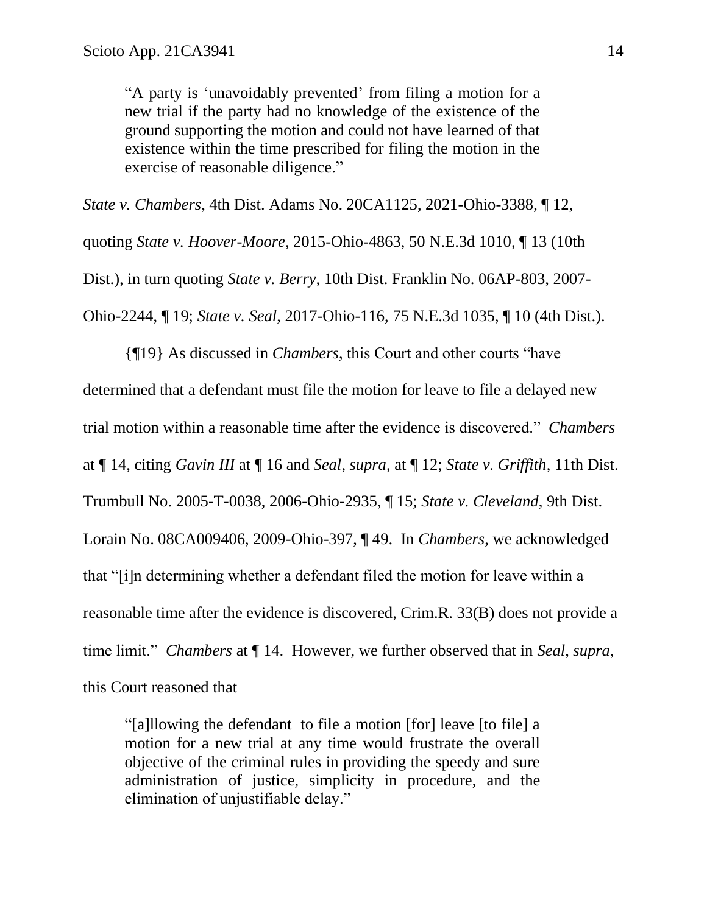> "A party is 'unavoidably prevented' from filing a motion for a new trial if the party had no knowledge of the existence of the ground supporting the motion and could not have learned of that existence within the time prescribed for filing the motion in the exercise of reasonable diligence."

*State v. Chambers*, 4th Dist. Adams No. 20CA1125, 2021-Ohio-3388, ¶ 12, quoting *State v. Hoover-Moore*, 2015-Ohio-4863, 50 N.E.3d 1010, ¶ 13 (10th Dist.), in turn quoting *State v. Berry*, 10th Dist. Franklin No. 06AP-803, 2007-Ohio-2244, ¶ 19; *State v. Seal*, 2017-Ohio-116, 75 N.E.3d 1035, ¶ 10 (4th Dist.).

{¶19} As discussed in *Chambers*, this Court and other courts "have determined that a defendant must file the motion for leave to file a delayed new trial motion within a reasonable time after the evidence is discovered." *Chambers* at ¶ 14, citing *Gavin III* at ¶ 16 and *Seal*, *supra*, at ¶ 12; *State v. Griffith*, 11th Dist. Trumbull No. 2005-T-0038, 2006-Ohio-2935, ¶ 15; *State v. Cleveland*, 9th Dist. Lorain No. 08CA009406, 2009-Ohio-397, ¶ 49. In *Chambers*, we acknowledged that "[i]n determining whether a defendant filed the motion for leave within a reasonable time after the evidence is discovered, Crim.R. 33(B) does not provide a time limit." *Chambers* at ¶ 14. However, we further observed that in *Seal*, *supra*, this Court reasoned that

> "[a]llowing the defendant to file a motion [for] leave [to file] a motion for a new trial at any time would frustrate the overall objective of the criminal rules in providing the speedy and sure administration of justice, simplicity in procedure, and the elimination of unjustifiable delay."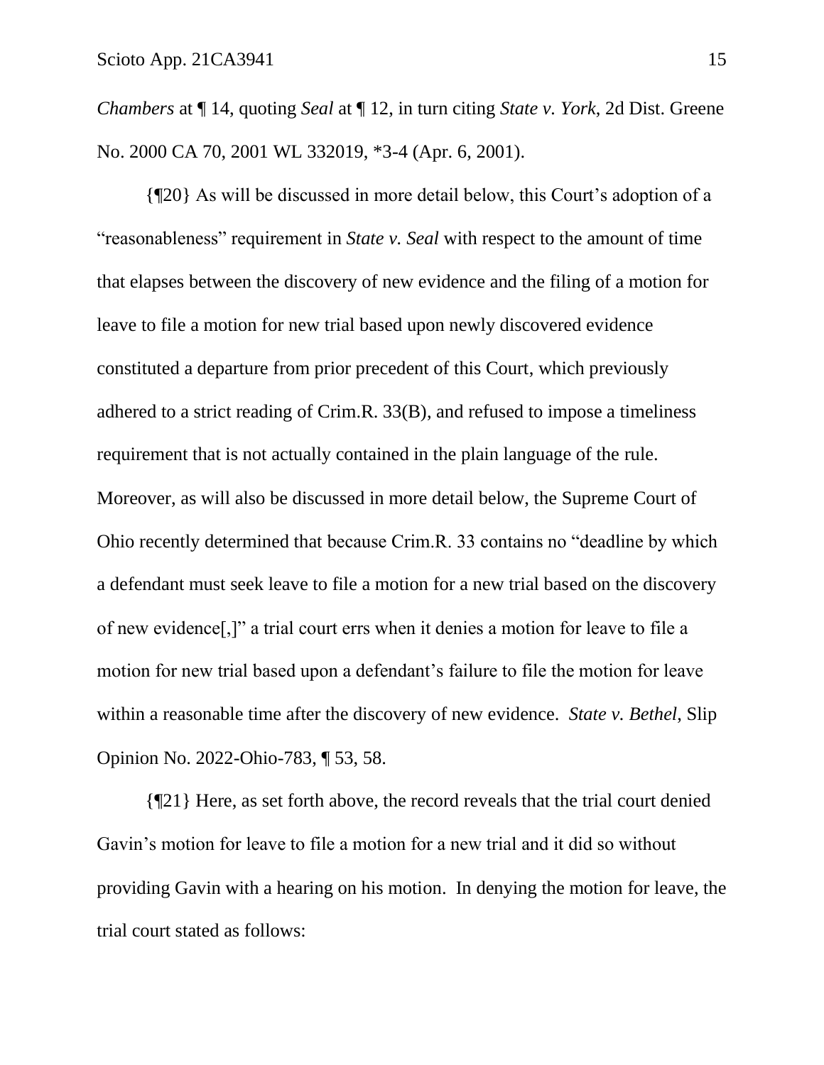*Chambers* at ¶ 14, quoting *Seal* at ¶ 12, in turn citing *State v. York*, 2d Dist. Greene No. 2000 CA 70, 2001 WL 332019, *3-4 (Apr. 6, 2001).

{¶20} As will be discussed in more detail below, this Court's adoption of a "reasonableness" requirement in *State v. Seal* with respect to the amount of time that elapses between the discovery of new evidence and the filing of a motion for leave to file a motion for new trial based upon newly discovered evidence constituted a departure from prior precedent of this Court, which previously adhered to a strict reading of Crim.R. 33(B), and refused to impose a timeliness requirement that is not actually contained in the plain language of the rule. Moreover, as will also be discussed in more detail below, the Supreme Court of Ohio recently determined that because Crim.R. 33 contains no "deadline by which a defendant must seek leave to file a motion for a new trial based on the discovery of new evidence[,]" a trial court errs when it denies a motion for leave to file a motion for new trial based upon a defendant's failure to file the motion for leave within a reasonable time after the discovery of new evidence. *State v. Bethel*, Slip Opinion No. 2022-Ohio-783, ¶ 53, 58.

{¶21} Here, as set forth above, the record reveals that the trial court denied Gavin's motion for leave to file a motion for a new trial and it did so without providing Gavin with a hearing on his motion. In denying the motion for leave, the trial court stated as follows: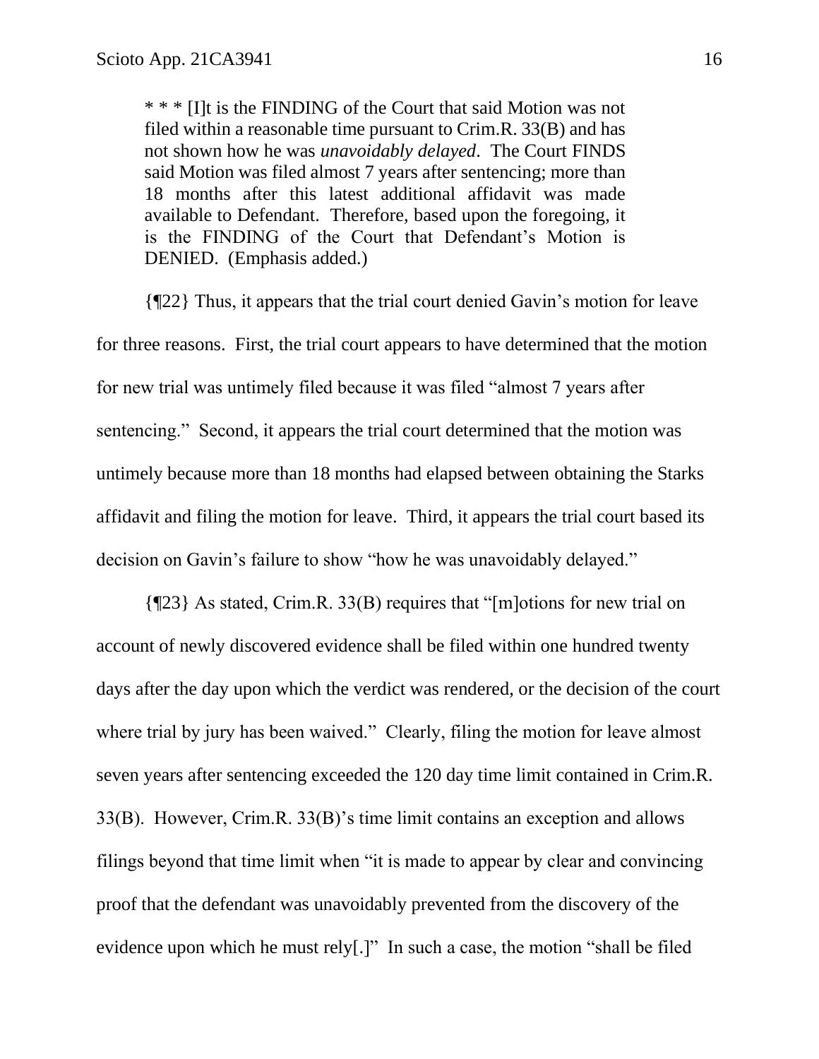> \* \* \* [I]t is the FINDING of the Court that said Motion was not filed within a reasonable time pursuant to Crim.R. 33(B) and has not shown how he was *unavoidably delayed*. The Court FINDS said Motion was filed almost 7 years after sentencing; more than 18 months after this latest additional affidavit was made available to Defendant. Therefore, based upon the foregoing, it is the FINDING of the Court that Defendant's Motion is DENIED. (Emphasis added.)

{¶22} Thus, it appears that the trial court denied Gavin's motion for leave for three reasons. First, the trial court appears to have determined that the motion for new trial was untimely filed because it was filed "almost 7 years after sentencing." Second, it appears the trial court determined that the motion was untimely because more than 18 months had elapsed between obtaining the Starks affidavit and filing the motion for leave. Third, it appears the trial court based its decision on Gavin's failure to show "how he was unavoidably delayed."

{¶23} As stated, Crim.R. 33(B) requires that "[m]otions for new trial on account of newly discovered evidence shall be filed within one hundred twenty days after the day upon which the verdict was rendered, or the decision of the court where trial by jury has been waived." Clearly, filing the motion for leave almost seven years after sentencing exceeded the 120 day time limit contained in Crim.R. 33(B). However, Crim.R. 33(B)'s time limit contains an exception and allows filings beyond that time limit when "it is made to appear by clear and convincing proof that the defendant was unavoidably prevented from the discovery of the evidence upon which he must rely[.]" In such a case, the motion "shall be filed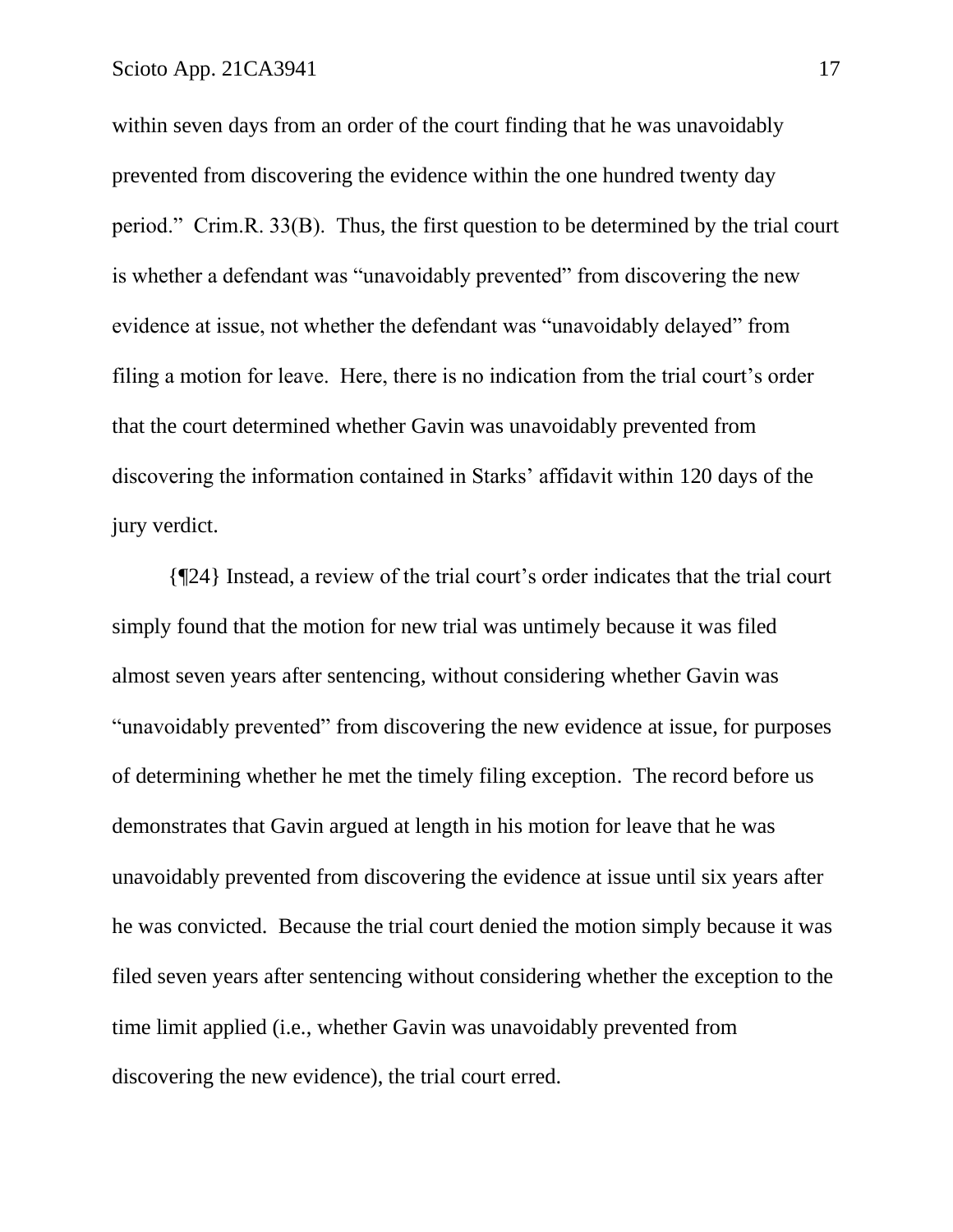within seven days from an order of the court finding that he was unavoidably prevented from discovering the evidence within the one hundred twenty day period." Crim.R. 33(B). Thus, the first question to be determined by the trial court is whether a defendant was "unavoidably prevented" from discovering the new evidence at issue, not whether the defendant was "unavoidably delayed" from filing a motion for leave. Here, there is no indication from the trial court's order that the court determined whether Gavin was unavoidably prevented from discovering the information contained in Starks' affidavit within 120 days of the jury verdict.

{¶24} Instead, a review of the trial court's order indicates that the trial court simply found that the motion for new trial was untimely because it was filed almost seven years after sentencing, without considering whether Gavin was "unavoidably prevented" from discovering the new evidence at issue, for purposes of determining whether he met the timely filing exception. The record before us demonstrates that Gavin argued at length in his motion for leave that he was unavoidably prevented from discovering the evidence at issue until six years after he was convicted. Because the trial court denied the motion simply because it was filed seven years after sentencing without considering whether the exception to the time limit applied (i.e., whether Gavin was unavoidably prevented from discovering the new evidence), the trial court erred.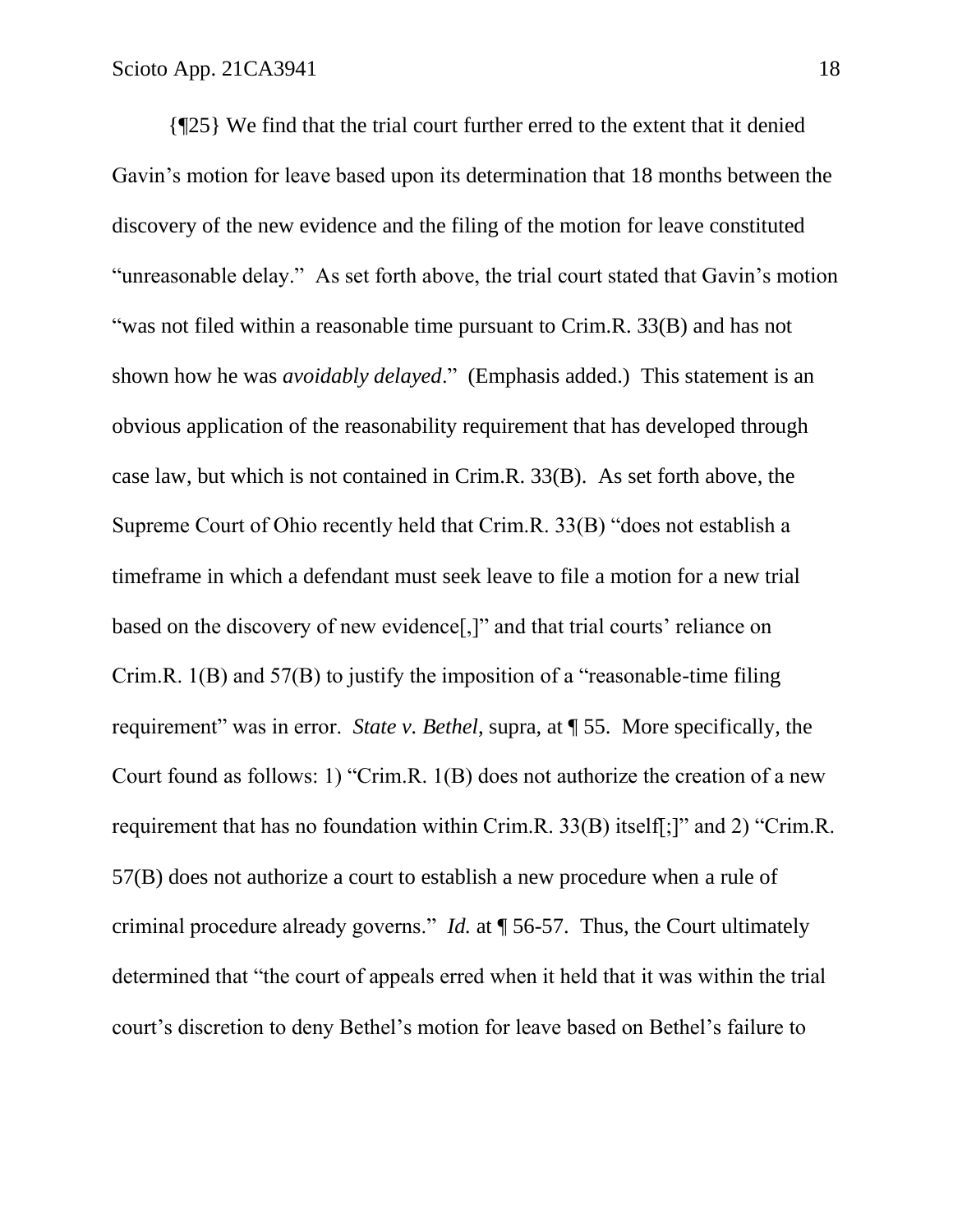{¶25} We find that the trial court further erred to the extent that it denied Gavin's motion for leave based upon its determination that 18 months between the discovery of the new evidence and the filing of the motion for leave constituted "unreasonable delay." As set forth above, the trial court stated that Gavin's motion "was not filed within a reasonable time pursuant to Crim.R. 33(B) and has not shown how he was *avoidably delayed*." (Emphasis added.) This statement is an obvious application of the reasonability requirement that has developed through case law, but which is not contained in Crim.R. 33(B). As set forth above, the Supreme Court of Ohio recently held that Crim.R. 33(B) "does not establish a timeframe in which a defendant must seek leave to file a motion for a new trial based on the discovery of new evidence[,]" and that trial courts' reliance on Crim.R. 1(B) and 57(B) to justify the imposition of a "reasonable-time filing requirement" was in error. *State v. Bethel*, supra, at ¶ 55. More specifically, the Court found as follows: 1) "Crim.R. 1(B) does not authorize the creation of a new requirement that has no foundation within Crim.R. 33(B) itself[;]" and 2) "Crim.R. 57(B) does not authorize a court to establish a new procedure when a rule of criminal procedure already governs." *Id.* at ¶ 56-57. Thus, the Court ultimately determined that "the court of appeals erred when it held that it was within the trial court's discretion to deny Bethel's motion for leave based on Bethel's failure to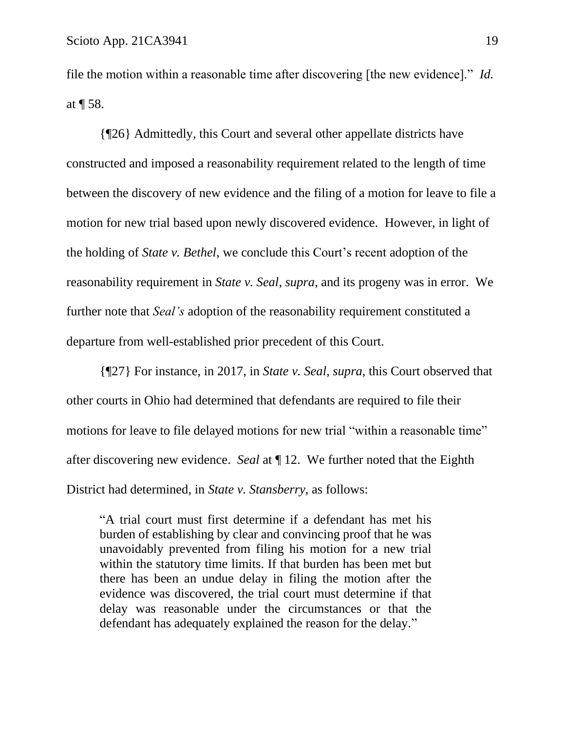file the motion within a reasonable time after discovering [the new evidence]." *Id.* at ¶ 58.

{¶26} Admittedly, this Court and several other appellate districts have constructed and imposed a reasonability requirement related to the length of time between the discovery of new evidence and the filing of a motion for leave to file a motion for new trial based upon newly discovered evidence. However, in light of the holding of *State v. Bethel*, we conclude this Court's recent adoption of the reasonability requirement in *State v. Seal*, *supra*, and its progeny was in error. We further note that *Seal's* adoption of the reasonability requirement constituted a departure from well-established prior precedent of this Court.

{¶27} For instance, in 2017, in *State v. Seal*, *supra*, this Court observed that other courts in Ohio had determined that defendants are required to file their motions for leave to file delayed motions for new trial "within a reasonable time" after discovering new evidence. *Seal* at ¶ 12. We further noted that the Eighth District had determined, in *State v. Stansberry*, as follows:

> "A trial court must first determine if a defendant has met his burden of establishing by clear and convincing proof that he was unavoidably prevented from filing his motion for a new trial within the statutory time limits. If that burden has been met but there has been an undue delay in filing the motion after the evidence was discovered, the trial court must determine if that delay was reasonable under the circumstances or that the defendant has adequately explained the reason for the delay."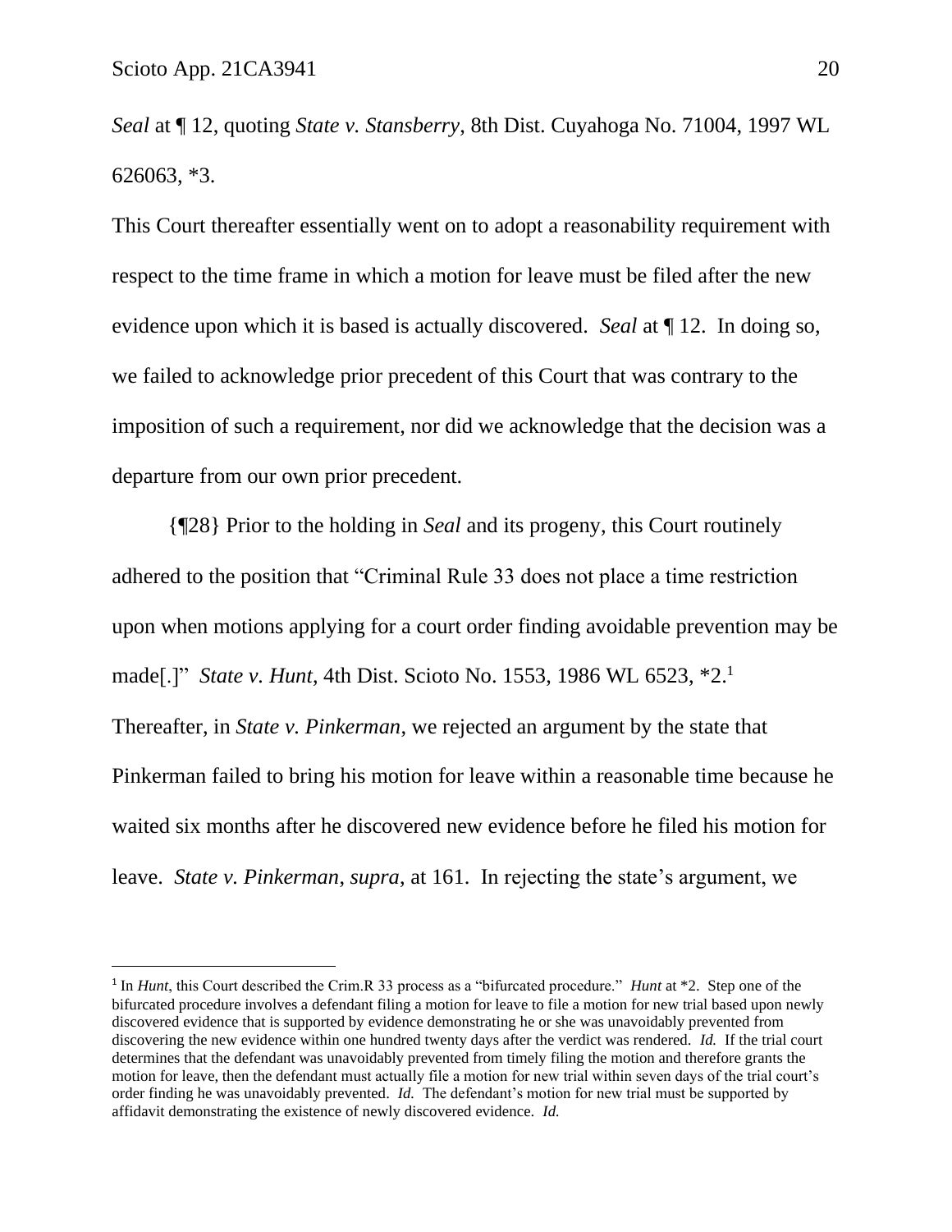*Seal* at ¶ 12, quoting *State v. Stansberry*, 8th Dist. Cuyahoga No. 71004, 1997 WL 626063, *3.

This Court thereafter essentially went on to adopt a reasonability requirement with respect to the time frame in which a motion for leave must be filed after the new evidence upon which it is based is actually discovered. *Seal* at ¶ 12. In doing so, we failed to acknowledge prior precedent of this Court that was contrary to the imposition of such a requirement, nor did we acknowledge that the decision was a departure from our own prior precedent.

{¶28} Prior to the holding in *Seal* and its progeny, this Court routinely adhered to the position that "Criminal Rule 33 does not place a time restriction upon when motions applying for a court order finding avoidable prevention may be made[.]" *State v. Hunt*, 4th Dist. Scioto No. 1553, 1986 WL 6523, *2.[1] Thereafter, in *State v. Pinkerman*, we rejected an argument by the state that Pinkerman failed to bring his motion for leave within a reasonable time because he waited six months after he discovered new evidence before he filed his motion for leave. *State v. Pinkerman*, *supra*, at 161. In rejecting the state's argument, we

---

[1] In *Hunt*, this Court described the Crim.R 33 process as a "bifurcated procedure." *Hunt* at *2. Step one of the bifurcated procedure involves a defendant filing a motion for leave to file a motion for new trial based upon newly discovered evidence that is supported by evidence demonstrating he or she was unavoidably prevented from discovering the new evidence within one hundred twenty days after the verdict was rendered. *Id.* If the trial court determines that the defendant was unavoidably prevented from timely filing the motion and therefore grants the motion for leave, then the defendant must actually file a motion for new trial within seven days of the trial court's order finding he was unavoidably prevented. *Id.* The defendant's motion for new trial must be supported by affidavit demonstrating the existence of newly discovered evidence. *Id.*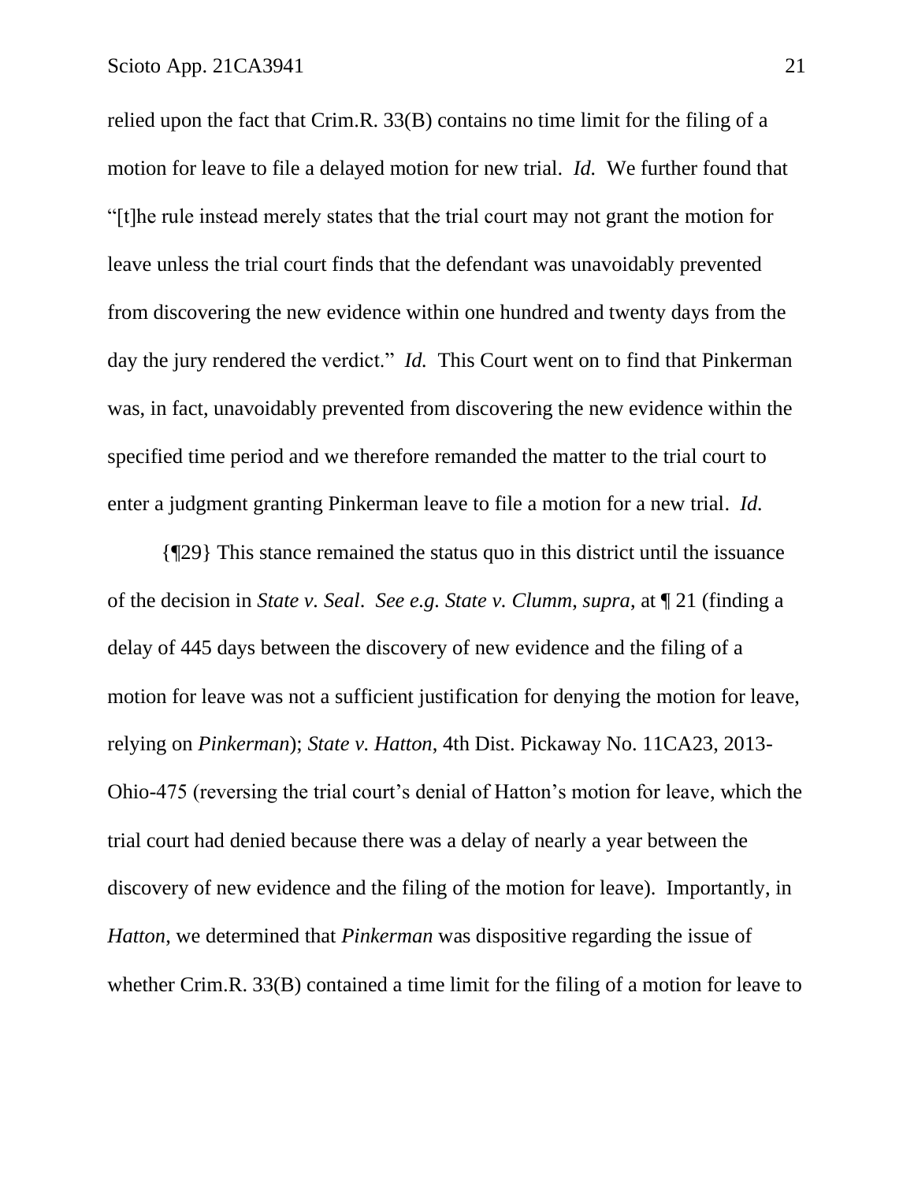relied upon the fact that Crim.R. 33(B) contains no time limit for the filing of a motion for leave to file a delayed motion for new trial. *Id.* We further found that "[t]he rule instead merely states that the trial court may not grant the motion for leave unless the trial court finds that the defendant was unavoidably prevented from discovering the new evidence within one hundred and twenty days from the day the jury rendered the verdict." *Id.* This Court went on to find that Pinkerman was, in fact, unavoidably prevented from discovering the new evidence within the specified time period and we therefore remanded the matter to the trial court to enter a judgment granting Pinkerman leave to file a motion for a new trial. *Id.*

{¶29} This stance remained the status quo in this district until the issuance of the decision in *State v. Seal*. *See e.g. State v. Clumm, supra*, at ¶ 21 (finding a delay of 445 days between the discovery of new evidence and the filing of a motion for leave was not a sufficient justification for denying the motion for leave, relying on *Pinkerman*); *State v. Hatton*, 4th Dist. Pickaway No. 11CA23, 2013-Ohio-475 (reversing the trial court's denial of Hatton's motion for leave, which the trial court had denied because there was a delay of nearly a year between the discovery of new evidence and the filing of the motion for leave). Importantly, in *Hatton*, we determined that *Pinkerman* was dispositive regarding the issue of whether Crim.R. 33(B) contained a time limit for the filing of a motion for leave to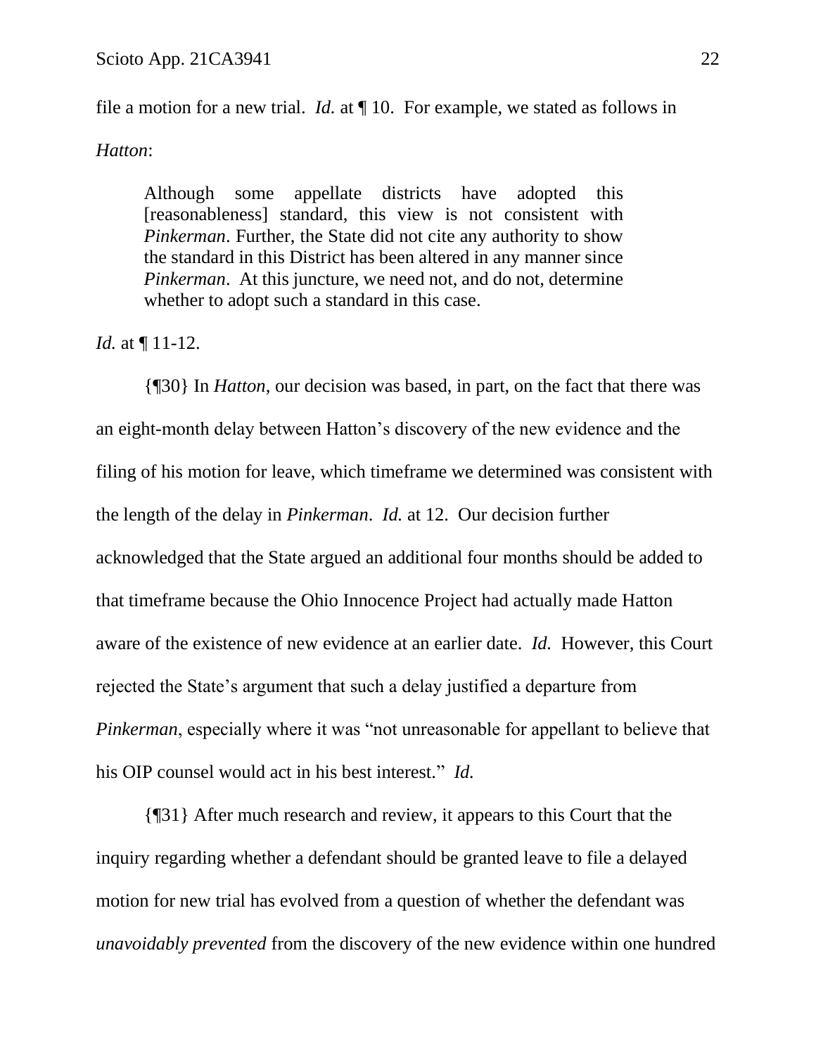file a motion for a new trial. *Id.* at ¶ 10. For example, we stated as follows in *Hatton*:

> Although some appellate districts have adopted this [reasonableness] standard, this view is not consistent with *Pinkerman*. Further, the State did not cite any authority to show the standard in this District has been altered in any manner since *Pinkerman*. At this juncture, we need not, and do not, determine whether to adopt such a standard in this case.

*Id.* at ¶ 11-12.

{¶30} In *Hatton*, our decision was based, in part, on the fact that there was an eight-month delay between Hatton's discovery of the new evidence and the filing of his motion for leave, which timeframe we determined was consistent with the length of the delay in *Pinkerman*. *Id.* at 12. Our decision further acknowledged that the State argued an additional four months should be added to that timeframe because the Ohio Innocence Project had actually made Hatton aware of the existence of new evidence at an earlier date. *Id.* However, this Court rejected the State's argument that such a delay justified a departure from *Pinkerman*, especially where it was "not unreasonable for appellant to believe that his OIP counsel would act in his best interest." *Id.*

{¶31} After much research and review, it appears to this Court that the inquiry regarding whether a defendant should be granted leave to file a delayed motion for new trial has evolved from a question of whether the defendant was *unavoidably prevented* from the discovery of the new evidence within one hundred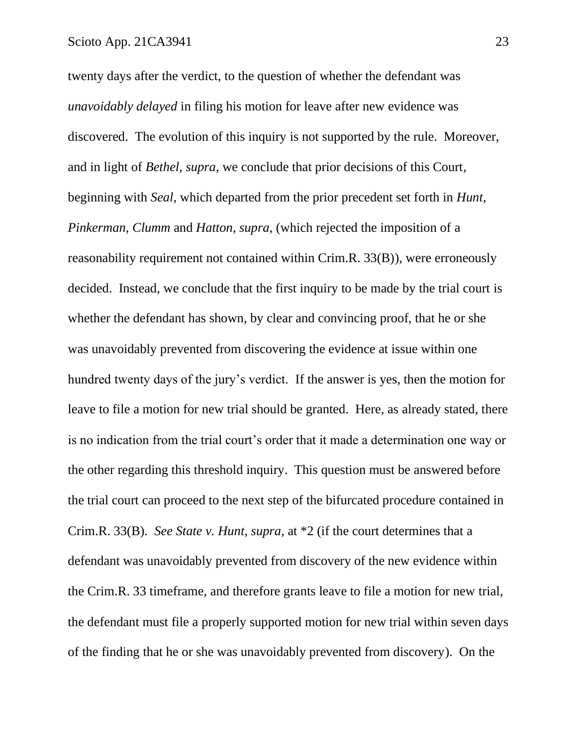twenty days after the verdict, to the question of whether the defendant was *unavoidably delayed* in filing his motion for leave after new evidence was discovered. The evolution of this inquiry is not supported by the rule. Moreover, and in light of *Bethel*, *supra*, we conclude that prior decisions of this Court, beginning with *Seal*, which departed from the prior precedent set forth in *Hunt*, *Pinkerman*, *Clumm* and *Hatton, supra*, (which rejected the imposition of a reasonability requirement not contained within Crim.R. 33(B)), were erroneously decided. Instead, we conclude that the first inquiry to be made by the trial court is whether the defendant has shown, by clear and convincing proof, that he or she was unavoidably prevented from discovering the evidence at issue within one hundred twenty days of the jury's verdict. If the answer is yes, then the motion for leave to file a motion for new trial should be granted. Here, as already stated, there is no indication from the trial court's order that it made a determination one way or the other regarding this threshold inquiry. This question must be answered before the trial court can proceed to the next step of the bifurcated procedure contained in Crim.R. 33(B). *See State v. Hunt*, *supra*, at *2 (if the court determines that a defendant was unavoidably prevented from discovery of the new evidence within the Crim.R. 33 timeframe, and therefore grants leave to file a motion for new trial, the defendant must file a properly supported motion for new trial within seven days of the finding that he or she was unavoidably prevented from discovery). On the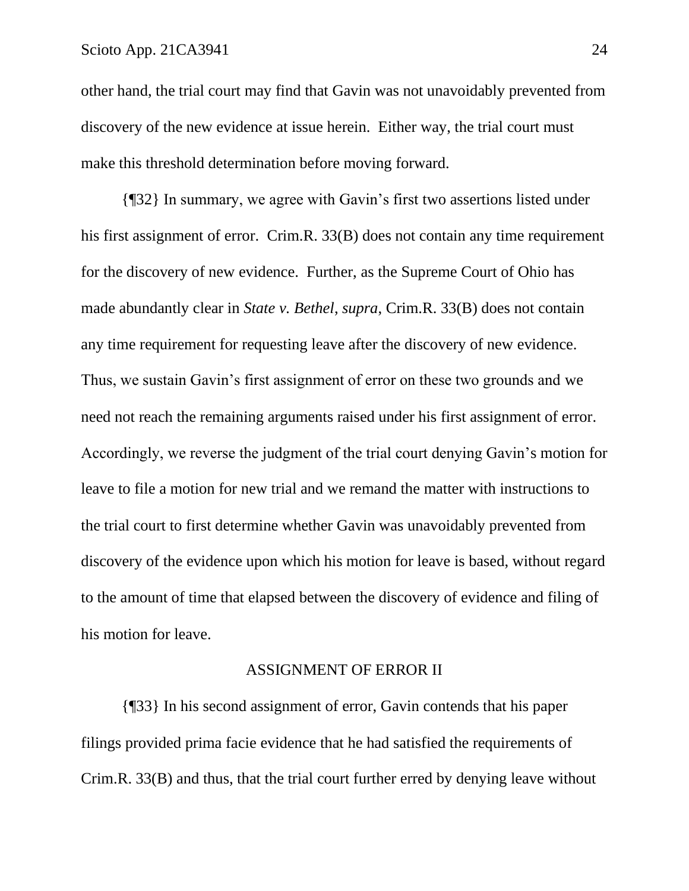other hand, the trial court may find that Gavin was not unavoidably prevented from discovery of the new evidence at issue herein. Either way, the trial court must make this threshold determination before moving forward.

{¶32} In summary, we agree with Gavin's first two assertions listed under his first assignment of error. Crim.R. 33(B) does not contain any time requirement for the discovery of new evidence. Further, as the Supreme Court of Ohio has made abundantly clear in *State v. Bethel*, *supra*, Crim.R. 33(B) does not contain any time requirement for requesting leave after the discovery of new evidence. Thus, we sustain Gavin's first assignment of error on these two grounds and we need not reach the remaining arguments raised under his first assignment of error. Accordingly, we reverse the judgment of the trial court denying Gavin's motion for leave to file a motion for new trial and we remand the matter with instructions to the trial court to first determine whether Gavin was unavoidably prevented from discovery of the evidence upon which his motion for leave is based, without regard to the amount of time that elapsed between the discovery of evidence and filing of his motion for leave.

## ASSIGNMENT OF ERROR II

{¶33} In his second assignment of error, Gavin contends that his paper filings provided prima facie evidence that he had satisfied the requirements of Crim.R. 33(B) and thus, that the trial court further erred by denying leave without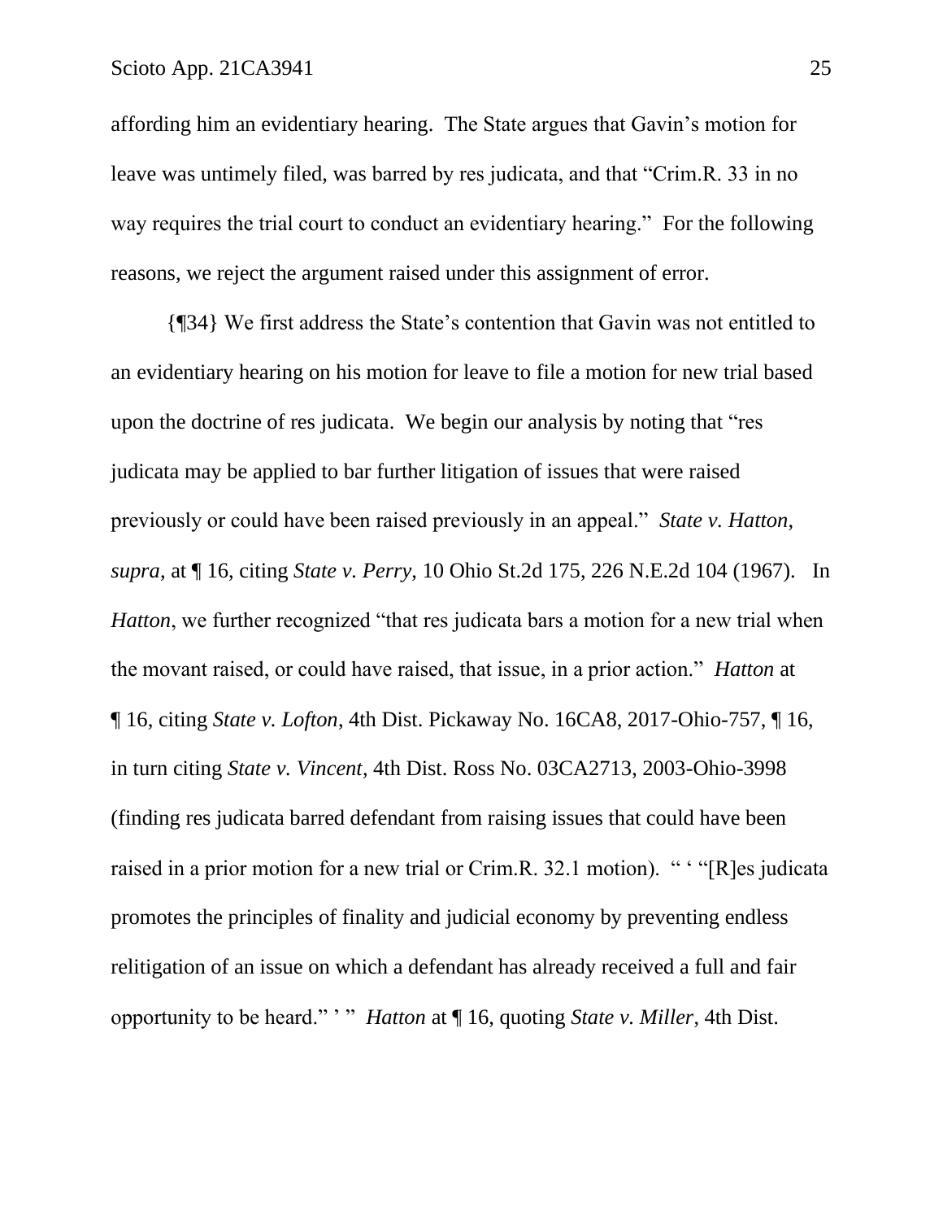affording him an evidentiary hearing. The State argues that Gavin's motion for leave was untimely filed, was barred by res judicata, and that "Crim.R. 33 in no way requires the trial court to conduct an evidentiary hearing." For the following reasons, we reject the argument raised under this assignment of error.

{¶34} We first address the State's contention that Gavin was not entitled to an evidentiary hearing on his motion for leave to file a motion for new trial based upon the doctrine of res judicata. We begin our analysis by noting that "res judicata may be applied to bar further litigation of issues that were raised previously or could have been raised previously in an appeal." *State v. Hatton*, *supra*, at ¶ 16, citing *State v. Perry*, 10 Ohio St.2d 175, 226 N.E.2d 104 (1967). In *Hatton*, we further recognized "that res judicata bars a motion for a new trial when the movant raised, or could have raised, that issue, in a prior action." *Hatton* at ¶ 16, citing *State v. Lofton*, 4th Dist. Pickaway No. 16CA8, 2017-Ohio-757, ¶ 16, in turn citing *State v. Vincent*, 4th Dist. Ross No. 03CA2713, 2003-Ohio-3998 (finding res judicata barred defendant from raising issues that could have been raised in a prior motion for a new trial or Crim.R. 32.1 motion). " ' "[R]es judicata promotes the principles of finality and judicial economy by preventing endless relitigation of an issue on which a defendant has already received a full and fair opportunity to be heard." ' " *Hatton* at ¶ 16, quoting *State v. Miller*, 4th Dist.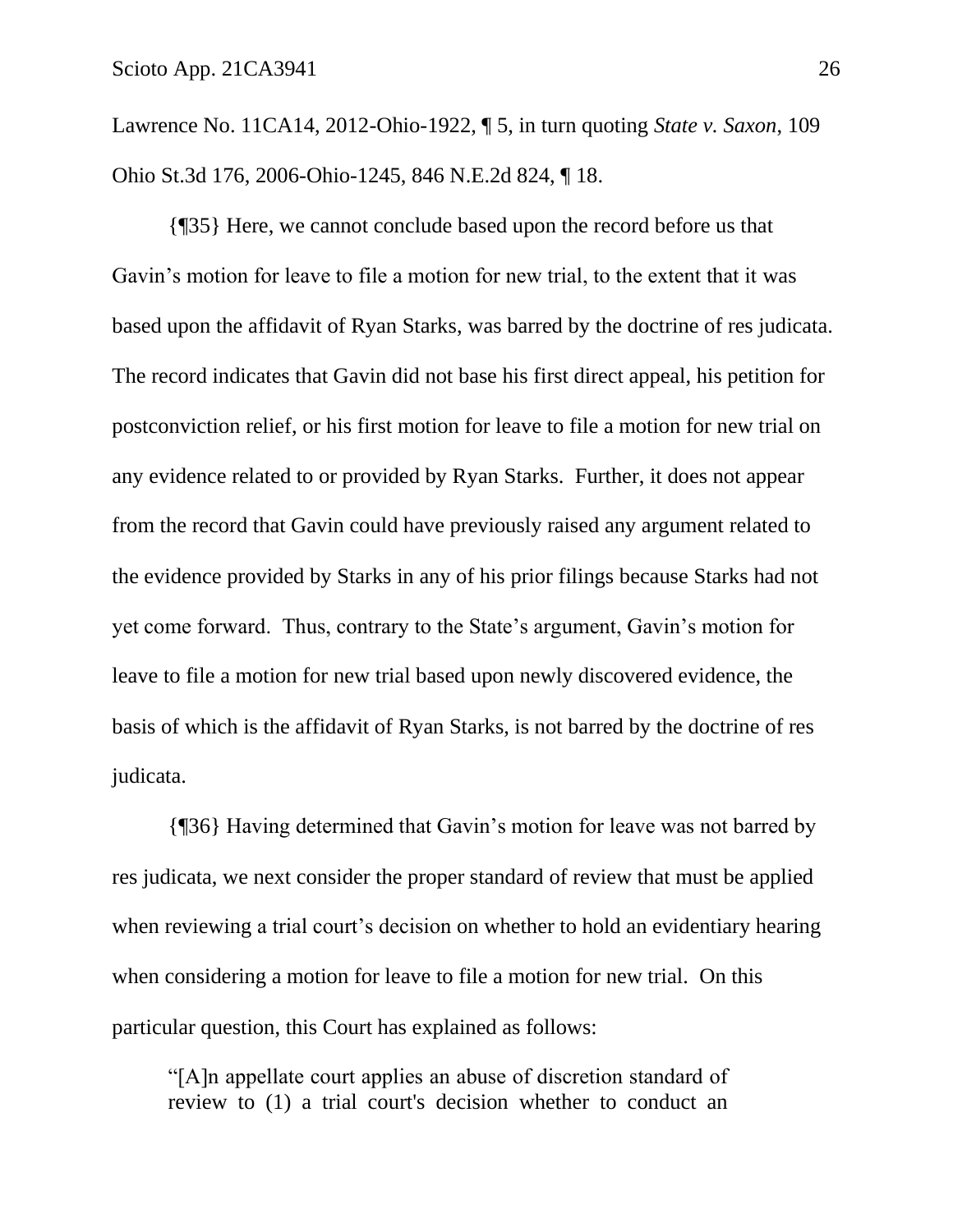Lawrence No. 11CA14, 2012-Ohio-1922, ¶ 5, in turn quoting *State v. Saxon*, 109 Ohio St.3d 176, 2006-Ohio-1245, 846 N.E.2d 824, ¶ 18.

{¶35} Here, we cannot conclude based upon the record before us that Gavin's motion for leave to file a motion for new trial, to the extent that it was based upon the affidavit of Ryan Starks, was barred by the doctrine of res judicata. The record indicates that Gavin did not base his first direct appeal, his petition for postconviction relief, or his first motion for leave to file a motion for new trial on any evidence related to or provided by Ryan Starks. Further, it does not appear from the record that Gavin could have previously raised any argument related to the evidence provided by Starks in any of his prior filings because Starks had not yet come forward. Thus, contrary to the State's argument, Gavin's motion for leave to file a motion for new trial based upon newly discovered evidence, the basis of which is the affidavit of Ryan Starks, is not barred by the doctrine of res judicata.

{¶36} Having determined that Gavin's motion for leave was not barred by res judicata, we next consider the proper standard of review that must be applied when reviewing a trial court's decision on whether to hold an evidentiary hearing when considering a motion for leave to file a motion for new trial. On this particular question, this Court has explained as follows:

> "[A]n appellate court applies an abuse of discretion standard of review to (1) a trial court's decision whether to conduct an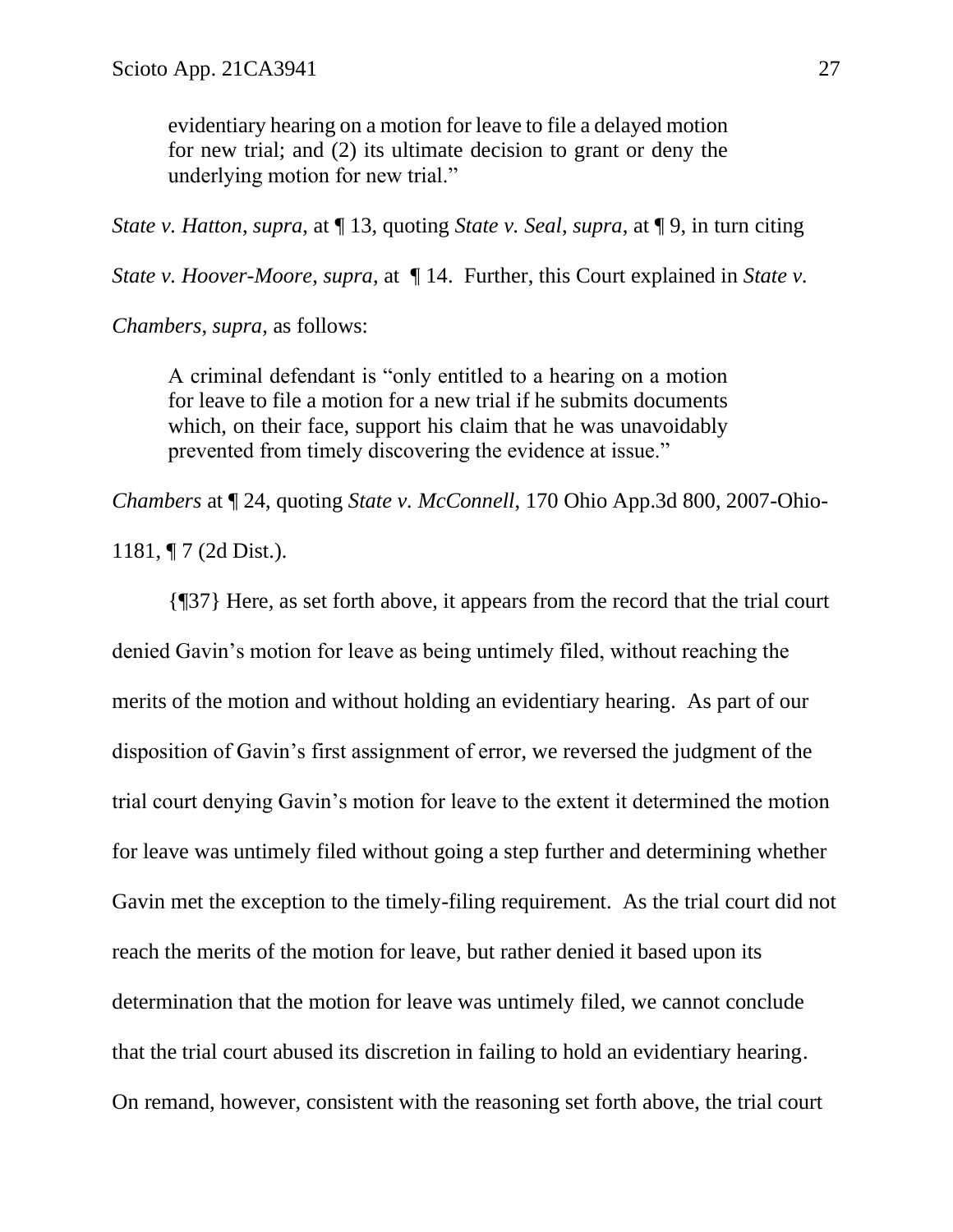> evidentiary hearing on a motion for leave to file a delayed motion for new trial; and (2) its ultimate decision to grant or deny the underlying motion for new trial."

*State v. Hatton*, *supra*, at ¶ 13, quoting *State v. Seal*, *supra*, at ¶ 9, in turn citing *State v. Hoover-Moore*, *supra*, at ¶ 14. Further, this Court explained in *State v. Chambers*, *supra*, as follows:

> A criminal defendant is "only entitled to a hearing on a motion for leave to file a motion for a new trial if he submits documents which, on their face, support his claim that he was unavoidably prevented from timely discovering the evidence at issue."

*Chambers* at ¶ 24, quoting *State v. McConnell*, 170 Ohio App.3d 800, 2007-Ohio-1181, ¶ 7 (2d Dist.).

{¶37} Here, as set forth above, it appears from the record that the trial court denied Gavin's motion for leave as being untimely filed, without reaching the merits of the motion and without holding an evidentiary hearing. As part of our disposition of Gavin's first assignment of error, we reversed the judgment of the trial court denying Gavin's motion for leave to the extent it determined the motion for leave was untimely filed without going a step further and determining whether Gavin met the exception to the timely-filing requirement. As the trial court did not reach the merits of the motion for leave, but rather denied it based upon its determination that the motion for leave was untimely filed, we cannot conclude that the trial court abused its discretion in failing to hold an evidentiary hearing. On remand, however, consistent with the reasoning set forth above, the trial court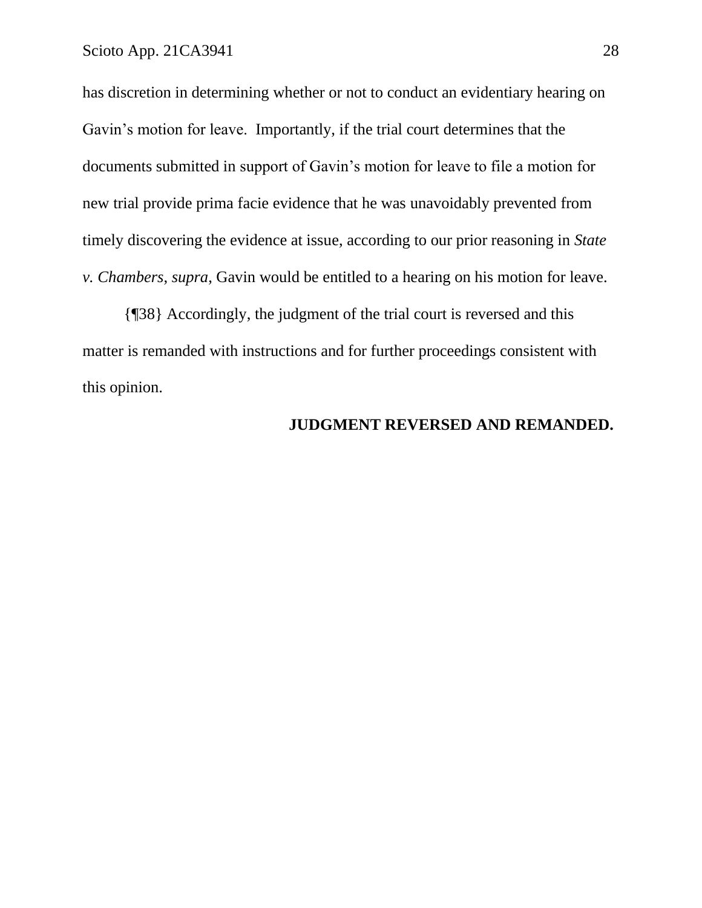has discretion in determining whether or not to conduct an evidentiary hearing on Gavin's motion for leave. Importantly, if the trial court determines that the documents submitted in support of Gavin's motion for leave to file a motion for new trial provide prima facie evidence that he was unavoidably prevented from timely discovering the evidence at issue, according to our prior reasoning in *State v. Chambers*, *supra*, Gavin would be entitled to a hearing on his motion for leave.

{¶38} Accordingly, the judgment of the trial court is reversed and this matter is remanded with instructions and for further proceedings consistent with this opinion.

**JUDGMENT REVERSED AND REMANDED.**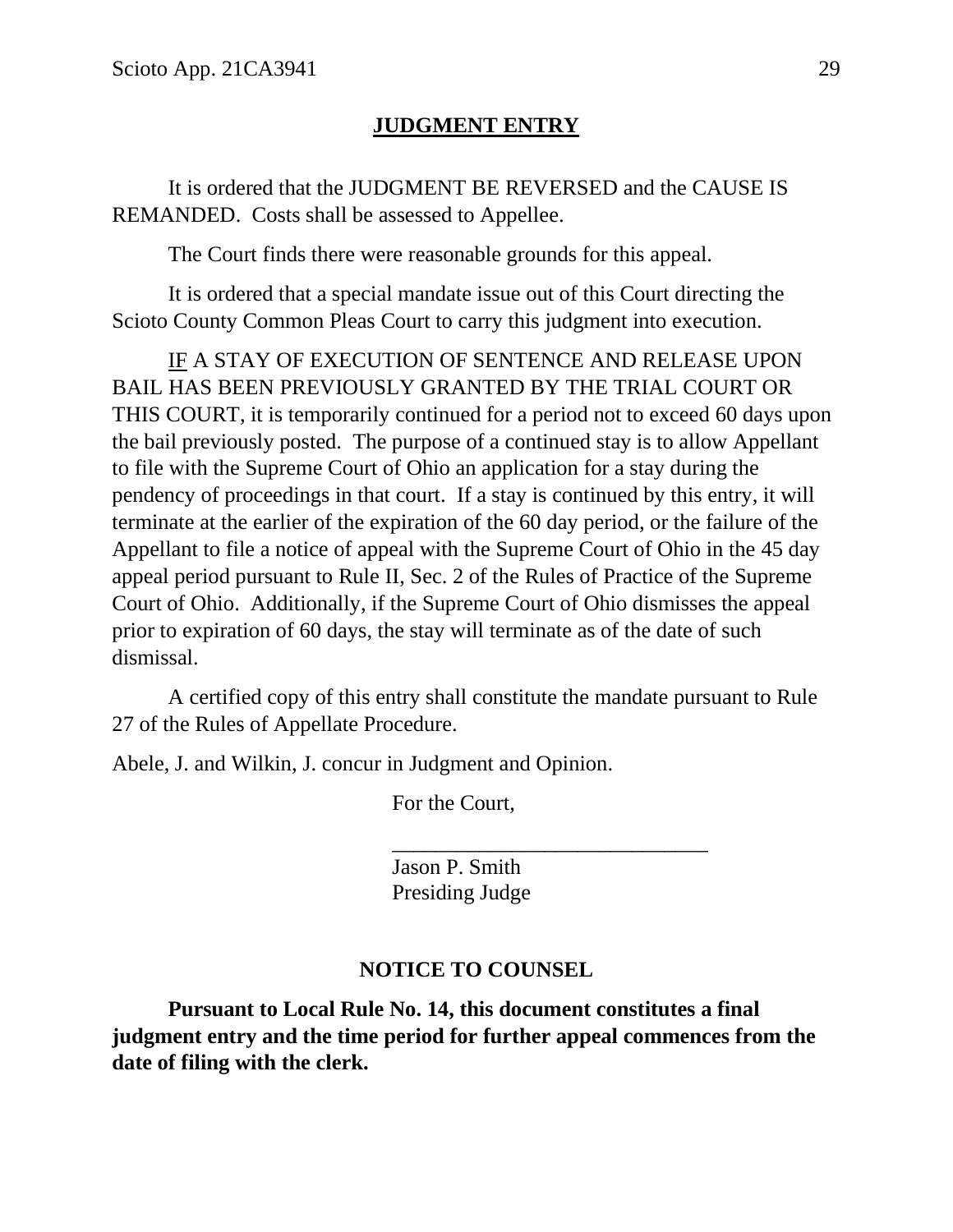**JUDGMENT ENTRY**

It is ordered that the JUDGMENT BE REVERSED and the CAUSE IS REMANDED. Costs shall be assessed to Appellee.

The Court finds there were reasonable grounds for this appeal.

It is ordered that a special mandate issue out of this Court directing the Scioto County Common Pleas Court to carry this judgment into execution.

IF A STAY OF EXECUTION OF SENTENCE AND RELEASE UPON BAIL HAS BEEN PREVIOUSLY GRANTED BY THE TRIAL COURT OR THIS COURT, it is temporarily continued for a period not to exceed 60 days upon the bail previously posted. The purpose of a continued stay is to allow Appellant to file with the Supreme Court of Ohio an application for a stay during the pendency of proceedings in that court. If a stay is continued by this entry, it will terminate at the earlier of the expiration of the 60 day period, or the failure of the Appellant to file a notice of appeal with the Supreme Court of Ohio in the 45 day appeal period pursuant to Rule II, Sec. 2 of the Rules of Practice of the Supreme Court of Ohio. Additionally, if the Supreme Court of Ohio dismisses the appeal prior to expiration of 60 days, the stay will terminate as of the date of such dismissal.

A certified copy of this entry shall constitute the mandate pursuant to Rule 27 of the Rules of Appellate Procedure.

Abele, J. and Wilkin, J. concur in Judgment and Opinion.

For the Court,

______________________________
Jason P. Smith
Presiding Judge

**NOTICE TO COUNSEL**

**Pursuant to Local Rule No. 14, this document constitutes a final judgment entry and the time period for further appeal commences from the date of filing with the clerk.**